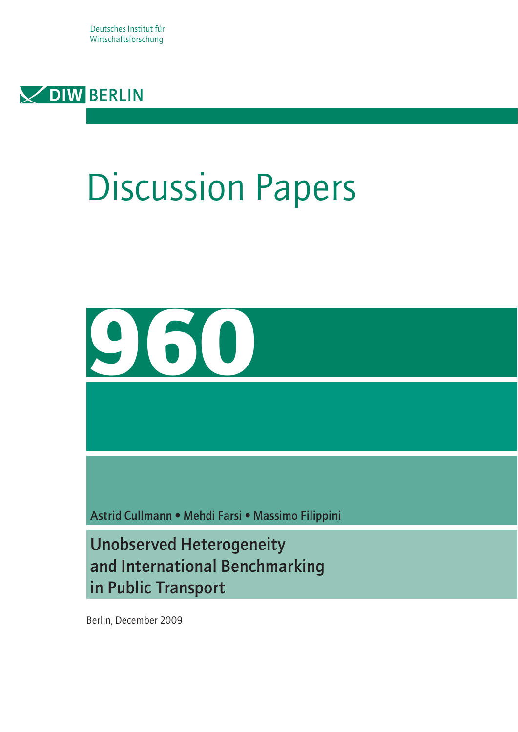Deutsches Institut für Wirtschaftsforschung

DIW BERLIN

# Discussion Papers

# 960

Astrid Cullmann • Mehdi Farsi • Massimo Filippini

## Unobserved Heterogeneity and International Benchmarking in Public Transport

Berlin, December 2009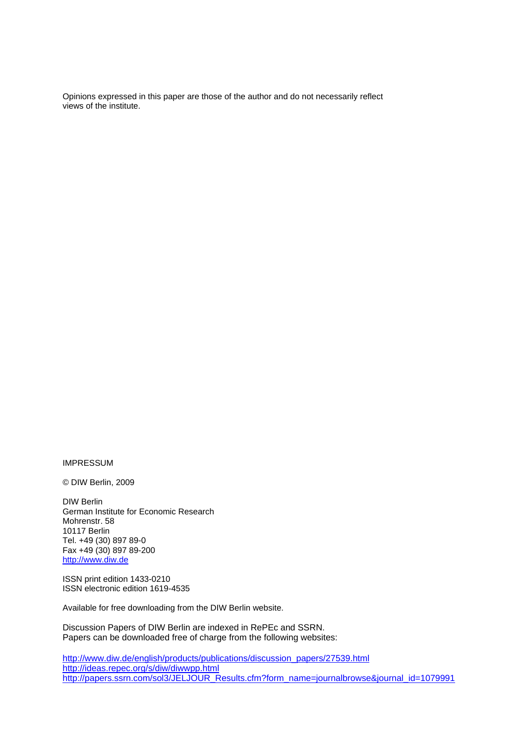Opinions expressed in this paper are those of the author and do not necessarily reflect views of the institute.

IMPRESSUM

© DIW Berlin, 2009

DIW Berlin
German Institute for Economic Research
Mohrenstr. 58
10117 Berlin
Tel. +49 (30) 897 89-0
Fax +49 (30) 897 89-200
http://www.diw.de

ISSN print edition 1433-0210
ISSN electronic edition 1619-4535

Available for free downloading from the DIW Berlin website.

Discussion Papers of DIW Berlin are indexed in RePEc and SSRN.
Papers can be downloaded free of charge from the following websites:

http://www.diw.de/english/products/publications/discussion_papers/27539.html
http://ideas.repec.org/s/diw/diwwpp.html
http://papers.ssrn.com/sol3/JELJOUR_Results.cfm?form_name=journalbrowse&journal_id=1079991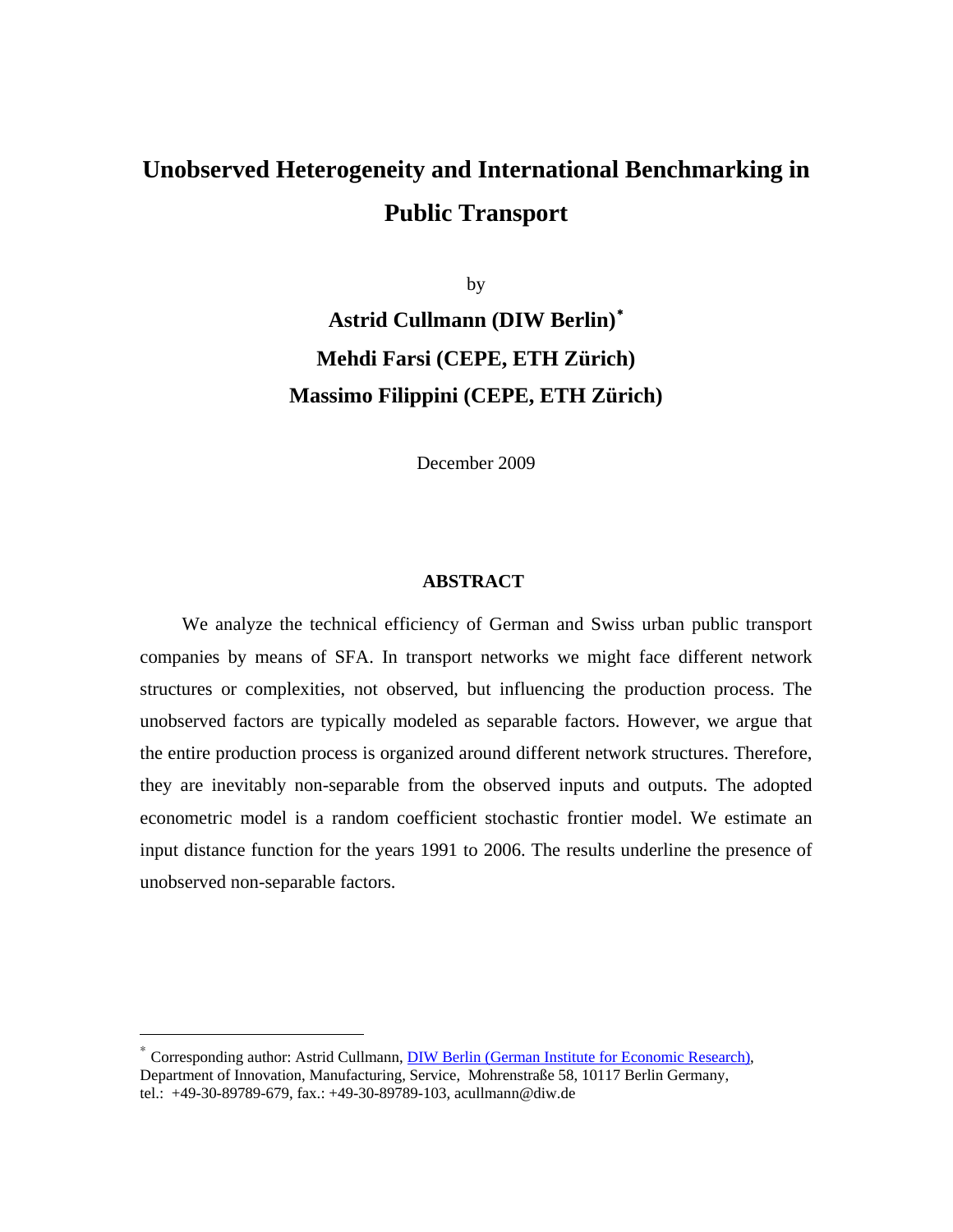# Unobserved Heterogeneity and International Benchmarking in Public Transport

by

**Astrid Cullmann (DIW Berlin)[*]**

**Mehdi Farsi (CEPE, ETH Zürich)**

**Massimo Filippini (CEPE, ETH Zürich)**

December 2009

## ABSTRACT

We analyze the technical efficiency of German and Swiss urban public transport companies by means of SFA. In transport networks we might face different network structures or complexities, not observed, but influencing the production process. The unobserved factors are typically modeled as separable factors. However, we argue that the entire production process is organized around different network structures. Therefore, they are inevitably non-separable from the observed inputs and outputs. The adopted econometric model is a random coefficient stochastic frontier model. We estimate an input distance function for the years 1991 to 2006. The results underline the presence of unobserved non-separable factors.

---

[*] Corresponding author: Astrid Cullmann, DIW Berlin (German Institute for Economic Research), Department of Innovation, Manufacturing, Service, Mohrenstraße 58, 10117 Berlin Germany, tel.: +49-30-89789-679, fax.: +49-30-89789-103, acullmann@diw.de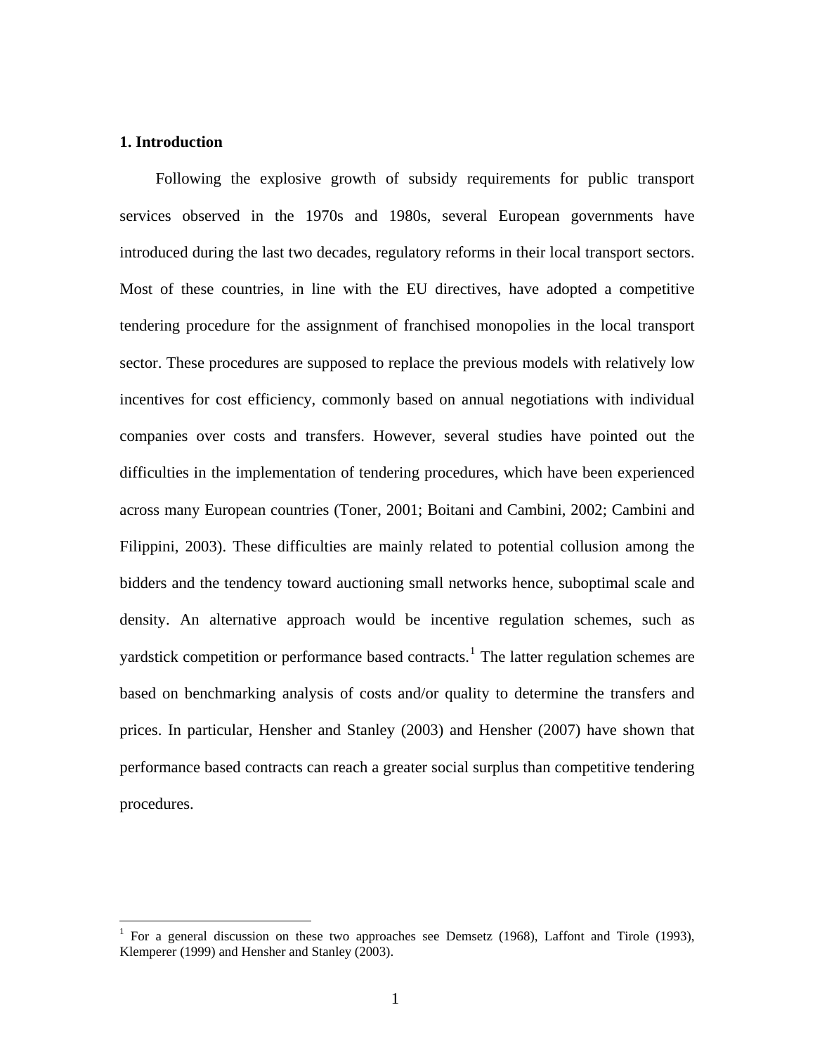## 1. Introduction

Following the explosive growth of subsidy requirements for public transport services observed in the 1970s and 1980s, several European governments have introduced during the last two decades, regulatory reforms in their local transport sectors. Most of these countries, in line with the EU directives, have adopted a competitive tendering procedure for the assignment of franchised monopolies in the local transport sector. These procedures are supposed to replace the previous models with relatively low incentives for cost efficiency, commonly based on annual negotiations with individual companies over costs and transfers. However, several studies have pointed out the difficulties in the implementation of tendering procedures, which have been experienced across many European countries (Toner, 2001; Boitani and Cambini, 2002; Cambini and Filippini, 2003). These difficulties are mainly related to potential collusion among the bidders and the tendency toward auctioning small networks hence, suboptimal scale and density. An alternative approach would be incentive regulation schemes, such as yardstick competition or performance based contracts.[1] The latter regulation schemes are based on benchmarking analysis of costs and/or quality to determine the transfers and prices. In particular, Hensher and Stanley (2003) and Hensher (2007) have shown that performance based contracts can reach a greater social surplus than competitive tendering procedures.

[1] For a general discussion on these two approaches see Demsetz (1968), Laffont and Tirole (1993), Klemperer (1999) and Hensher and Stanley (2003).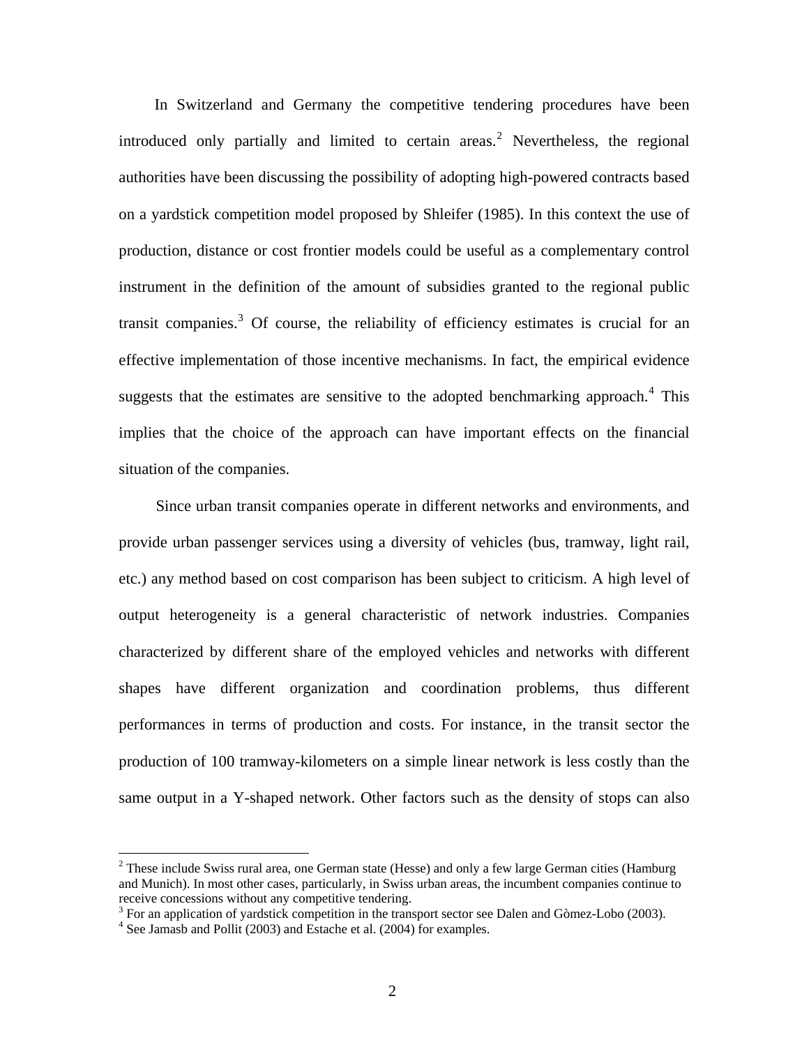In Switzerland and Germany the competitive tendering procedures have been introduced only partially and limited to certain areas.[2] Nevertheless, the regional authorities have been discussing the possibility of adopting high-powered contracts based on a yardstick competition model proposed by Shleifer (1985). In this context the use of production, distance or cost frontier models could be useful as a complementary control instrument in the definition of the amount of subsidies granted to the regional public transit companies.[3] Of course, the reliability of efficiency estimates is crucial for an effective implementation of those incentive mechanisms. In fact, the empirical evidence suggests that the estimates are sensitive to the adopted benchmarking approach.[4] This implies that the choice of the approach can have important effects on the financial situation of the companies.

Since urban transit companies operate in different networks and environments, and provide urban passenger services using a diversity of vehicles (bus, tramway, light rail, etc.) any method based on cost comparison has been subject to criticism. A high level of output heterogeneity is a general characteristic of network industries. Companies characterized by different share of the employed vehicles and networks with different shapes have different organization and coordination problems, thus different performances in terms of production and costs. For instance, in the transit sector the production of 100 tramway-kilometers on a simple linear network is less costly than the same output in a Y-shaped network. Other factors such as the density of stops can also

---

[2] These include Swiss rural area, one German state (Hesse) and only a few large German cities (Hamburg and Munich). In most other cases, particularly, in Swiss urban areas, the incumbent companies continue to receive concessions without any competitive tendering.

[3] For an application of yardstick competition in the transport sector see Dalen and Gòmez-Lobo (2003).

[4] See Jamasb and Pollit (2003) and Estache et al. (2004) for examples.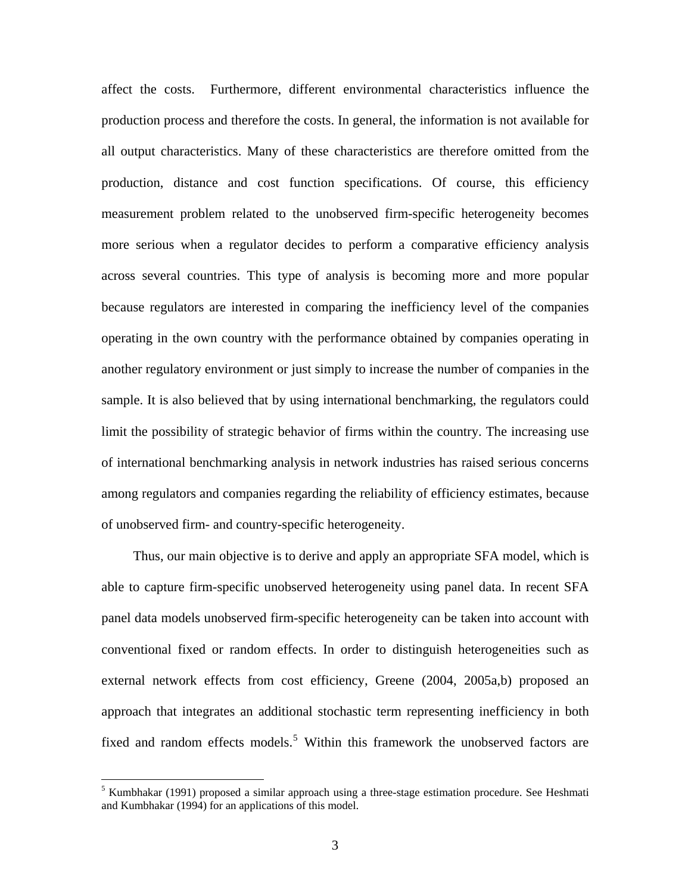affect the costs. Furthermore, different environmental characteristics influence the production process and therefore the costs. In general, the information is not available for all output characteristics. Many of these characteristics are therefore omitted from the production, distance and cost function specifications. Of course, this efficiency measurement problem related to the unobserved firm-specific heterogeneity becomes more serious when a regulator decides to perform a comparative efficiency analysis across several countries. This type of analysis is becoming more and more popular because regulators are interested in comparing the inefficiency level of the companies operating in the own country with the performance obtained by companies operating in another regulatory environment or just simply to increase the number of companies in the sample. It is also believed that by using international benchmarking, the regulators could limit the possibility of strategic behavior of firms within the country. The increasing use of international benchmarking analysis in network industries has raised serious concerns among regulators and companies regarding the reliability of efficiency estimates, because of unobserved firm- and country-specific heterogeneity.

Thus, our main objective is to derive and apply an appropriate SFA model, which is able to capture firm-specific unobserved heterogeneity using panel data. In recent SFA panel data models unobserved firm-specific heterogeneity can be taken into account with conventional fixed or random effects. In order to distinguish heterogeneities such as external network effects from cost efficiency, Greene (2004, 2005a,b) proposed an approach that integrates an additional stochastic term representing inefficiency in both fixed and random effects models.[5] Within this framework the unobserved factors are

[5] Kumbhakar (1991) proposed a similar approach using a three-stage estimation procedure. See Heshmati and Kumbhakar (1994) for an applications of this model.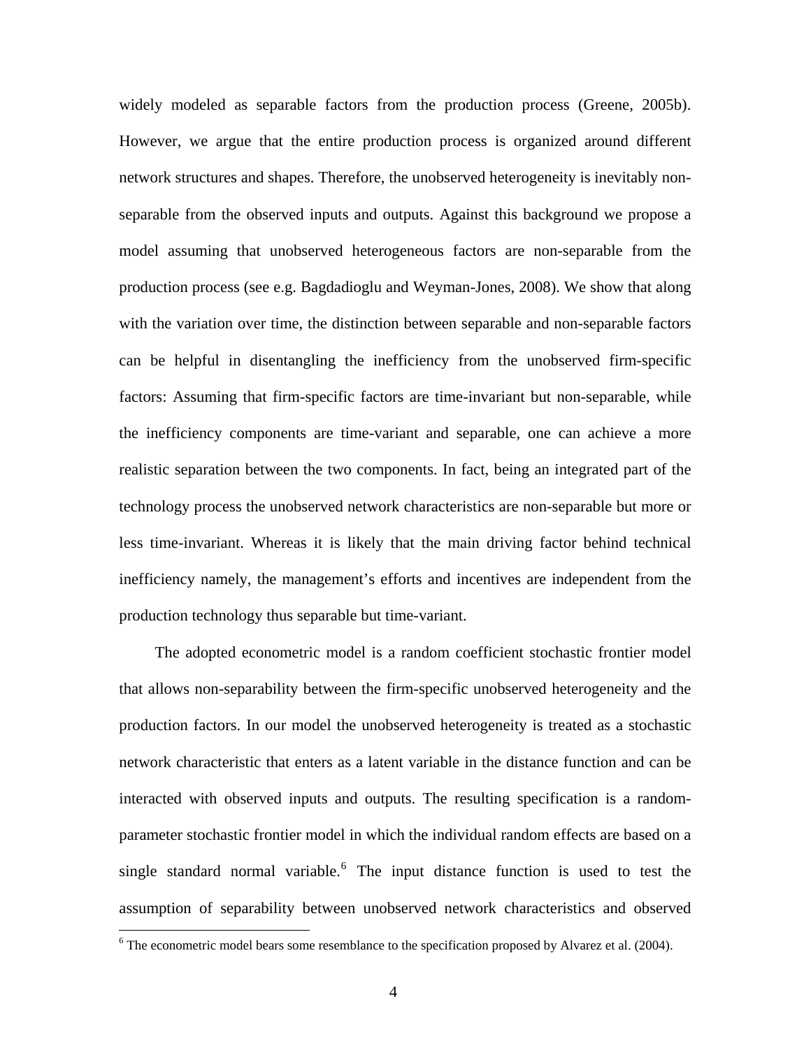widely modeled as separable factors from the production process (Greene, 2005b). However, we argue that the entire production process is organized around different network structures and shapes. Therefore, the unobserved heterogeneity is inevitably non-separable from the observed inputs and outputs. Against this background we propose a model assuming that unobserved heterogeneous factors are non-separable from the production process (see e.g. Bagdadioglu and Weyman-Jones, 2008). We show that along with the variation over time, the distinction between separable and non-separable factors can be helpful in disentangling the inefficiency from the unobserved firm-specific factors: Assuming that firm-specific factors are time-invariant but non-separable, while the inefficiency components are time-variant and separable, one can achieve a more realistic separation between the two components. In fact, being an integrated part of the technology process the unobserved network characteristics are non-separable but more or less time-invariant. Whereas it is likely that the main driving factor behind technical inefficiency namely, the management's efforts and incentives are independent from the production technology thus separable but time-variant.

The adopted econometric model is a random coefficient stochastic frontier model that allows non-separability between the firm-specific unobserved heterogeneity and the production factors. In our model the unobserved heterogeneity is treated as a stochastic network characteristic that enters as a latent variable in the distance function and can be interacted with observed inputs and outputs. The resulting specification is a random-parameter stochastic frontier model in which the individual random effects are based on a single standard normal variable.[6] The input distance function is used to test the assumption of separability between unobserved network characteristics and observed

[6] The econometric model bears some resemblance to the specification proposed by Alvarez et al. (2004).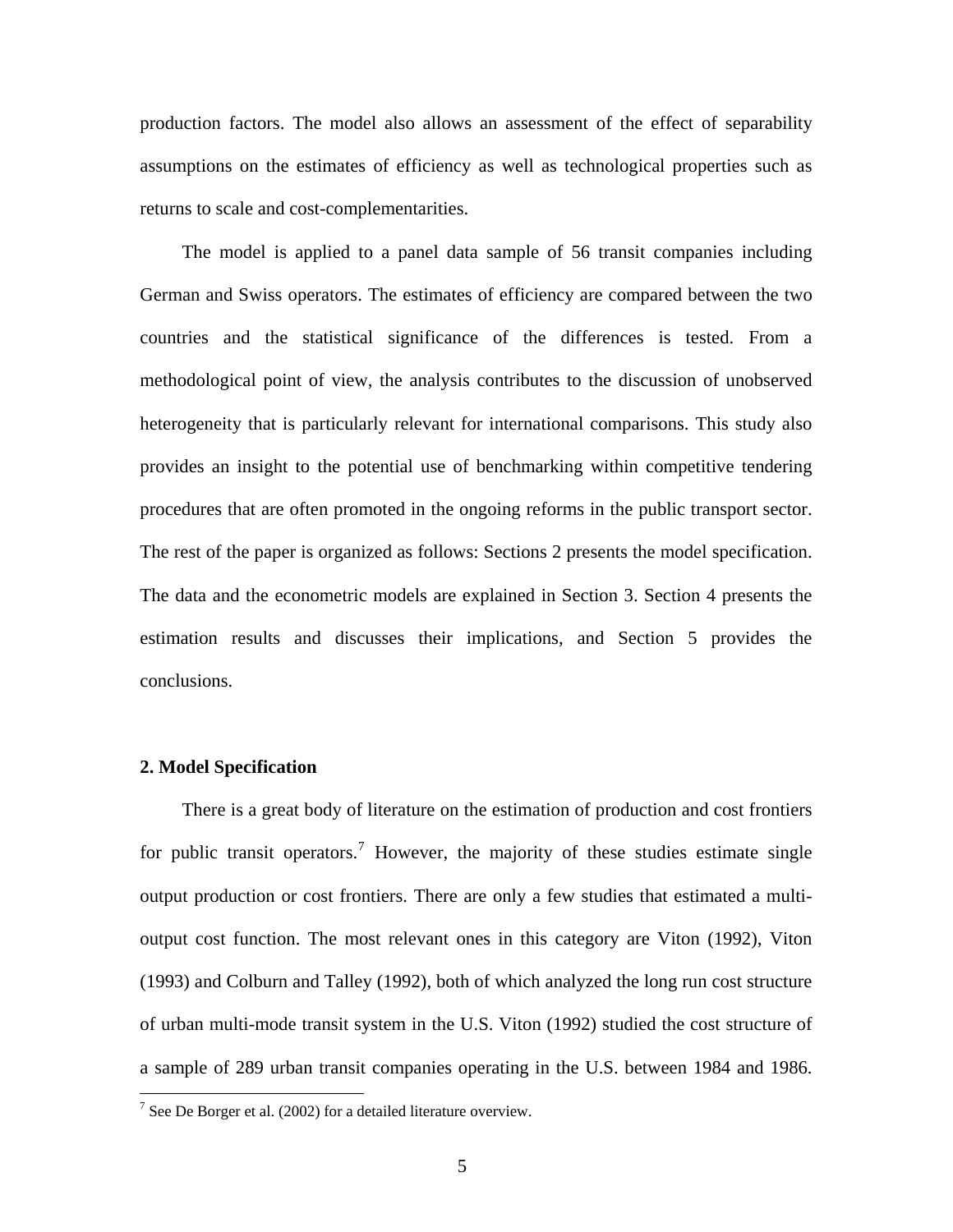production factors. The model also allows an assessment of the effect of separability assumptions on the estimates of efficiency as well as technological properties such as returns to scale and cost-complementarities.

The model is applied to a panel data sample of 56 transit companies including German and Swiss operators. The estimates of efficiency are compared between the two countries and the statistical significance of the differences is tested. From a methodological point of view, the analysis contributes to the discussion of unobserved heterogeneity that is particularly relevant for international comparisons. This study also provides an insight to the potential use of benchmarking within competitive tendering procedures that are often promoted in the ongoing reforms in the public transport sector. The rest of the paper is organized as follows: Sections 2 presents the model specification. The data and the econometric models are explained in Section 3. Section 4 presents the estimation results and discusses their implications, and Section 5 provides the conclusions.

## 2. Model Specification

There is a great body of literature on the estimation of production and cost frontiers for public transit operators.[7] However, the majority of these studies estimate single output production or cost frontiers. There are only a few studies that estimated a multi-output cost function. The most relevant ones in this category are Viton (1992), Viton (1993) and Colburn and Talley (1992), both of which analyzed the long run cost structure of urban multi-mode transit system in the U.S. Viton (1992) studied the cost structure of a sample of 289 urban transit companies operating in the U.S. between 1984 and 1986.

[7] See De Borger et al. (2002) for a detailed literature overview.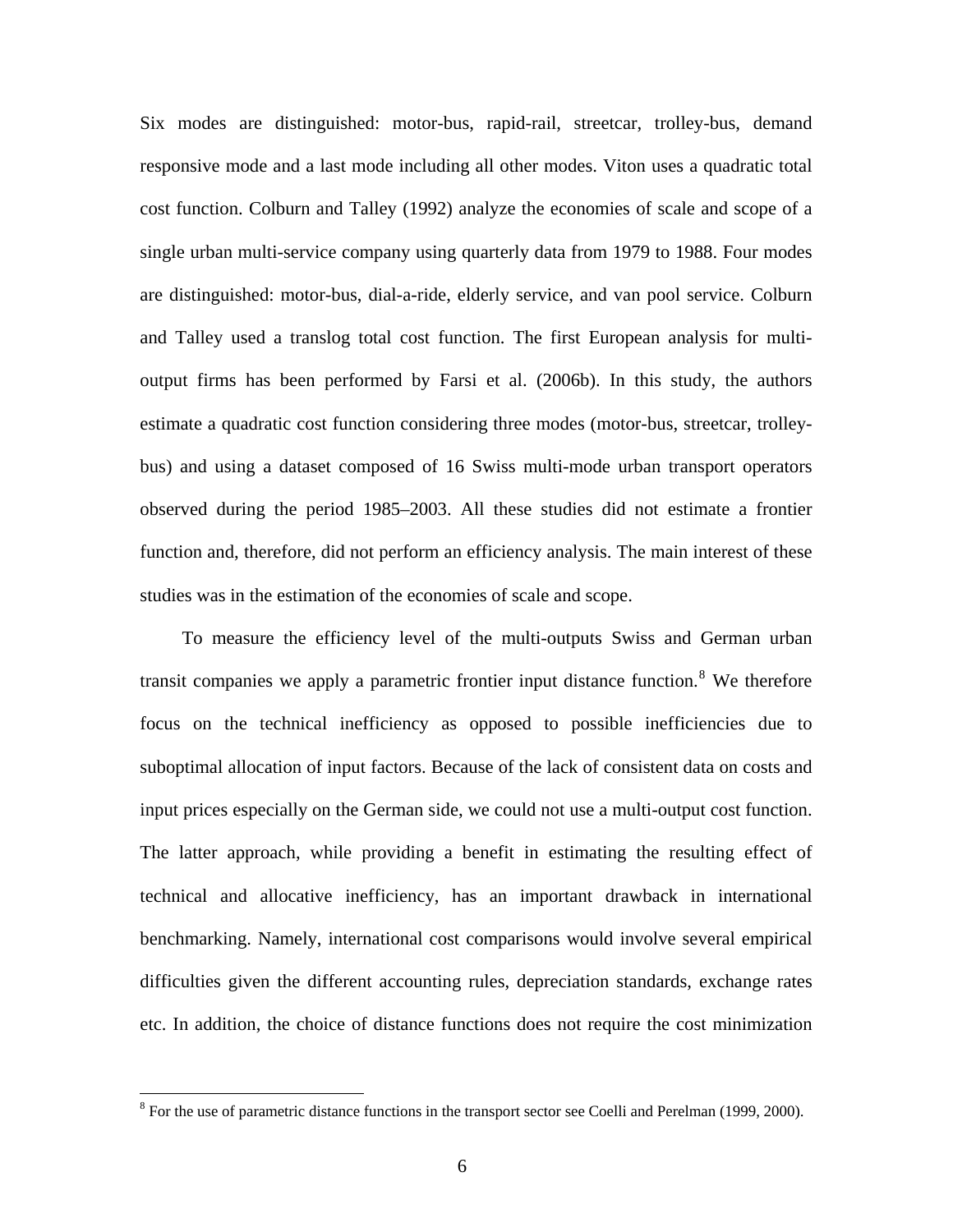Six modes are distinguished: motor-bus, rapid-rail, streetcar, trolley-bus, demand responsive mode and a last mode including all other modes. Viton uses a quadratic total cost function. Colburn and Talley (1992) analyze the economies of scale and scope of a single urban multi-service company using quarterly data from 1979 to 1988. Four modes are distinguished: motor-bus, dial-a-ride, elderly service, and van pool service. Colburn and Talley used a translog total cost function. The first European analysis for multi-output firms has been performed by Farsi et al. (2006b). In this study, the authors estimate a quadratic cost function considering three modes (motor-bus, streetcar, trolley-bus) and using a dataset composed of 16 Swiss multi-mode urban transport operators observed during the period 1985–2003. All these studies did not estimate a frontier function and, therefore, did not perform an efficiency analysis. The main interest of these studies was in the estimation of the economies of scale and scope.

To measure the efficiency level of the multi-outputs Swiss and German urban transit companies we apply a parametric frontier input distance function.[8] We therefore focus on the technical inefficiency as opposed to possible inefficiencies due to suboptimal allocation of input factors. Because of the lack of consistent data on costs and input prices especially on the German side, we could not use a multi-output cost function. The latter approach, while providing a benefit in estimating the resulting effect of technical and allocative inefficiency, has an important drawback in international benchmarking. Namely, international cost comparisons would involve several empirical difficulties given the different accounting rules, depreciation standards, exchange rates etc. In addition, the choice of distance functions does not require the cost minimization

[8] For the use of parametric distance functions in the transport sector see Coelli and Perelman (1999, 2000).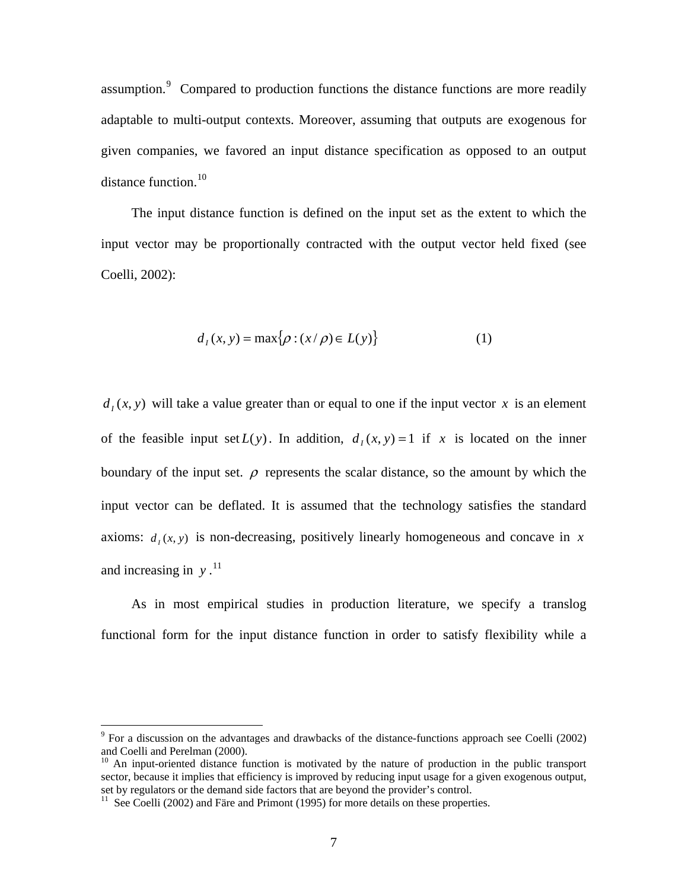assumption.[9] Compared to production functions the distance functions are more readily adaptable to multi-output contexts. Moreover, assuming that outputs are exogenous for given companies, we favored an input distance specification as opposed to an output distance function.[10]

The input distance function is defined on the input set as the extent to which the input vector may be proportionally contracted with the output vector held fixed (see Coelli, 2002):

$$d_I(x, y) = \max\{\rho : (x/\rho) \in L(y)\} \quad (1)$$

$d_I(x, y)$ will take a value greater than or equal to one if the input vector $x$ is an element of the feasible input set $L(y)$. In addition, $d_I(x, y) = 1$ if $x$ is located on the inner boundary of the input set. $\rho$ represents the scalar distance, so the amount by which the input vector can be deflated. It is assumed that the technology satisfies the standard axioms: $d_I(x, y)$ is non-decreasing, positively linearly homogeneous and concave in $x$ and increasing in $y$.[11]

As in most empirical studies in production literature, we specify a translog functional form for the input distance function in order to satisfy flexibility while a

---

[9] For a discussion on the advantages and drawbacks of the distance-functions approach see Coelli (2002) and Coelli and Perelman (2000).

[10] An input-oriented distance function is motivated by the nature of production in the public transport sector, because it implies that efficiency is improved by reducing input usage for a given exogenous output, set by regulators or the demand side factors that are beyond the provider's control.

[11] See Coelli (2002) and Färe and Primont (1995) for more details on these properties.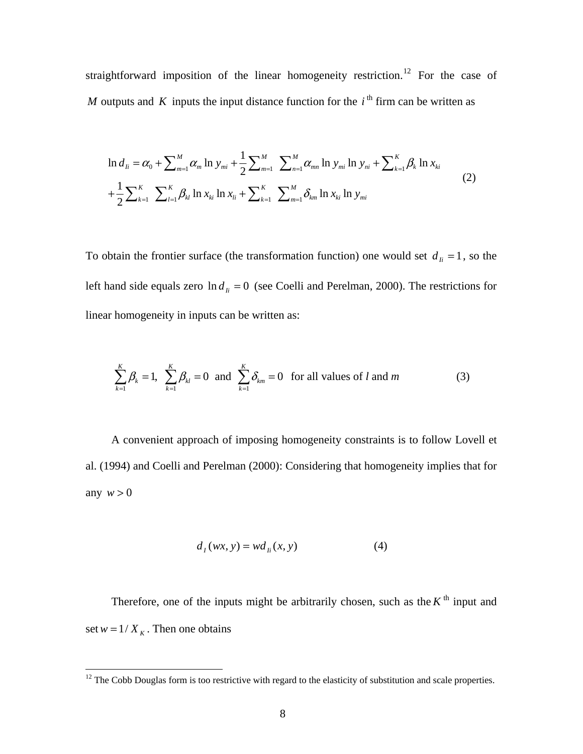straightforward imposition of the linear homogeneity restriction.[12] For the case of $M$ outputs and $K$ inputs the input distance function for the $i^{\text{th}}$ firm can be written as

$$
\begin{aligned}
\ln d_{Ii} = \alpha_0 + \sum_{m=1}^{M} \alpha_m \ln y_{mi} + \frac{1}{2} \sum_{m=1}^{M} \sum_{n=1}^{M} \alpha_{mn} \ln y_{mi} \ln y_{ni} + \sum_{k=1}^{K} \beta_k \ln x_{ki} \\
+ \frac{1}{2} \sum_{k=1}^{K} \sum_{l=1}^{K} \beta_{kl} \ln x_{ki} \ln x_{li} + \sum_{k=1}^{K} \sum_{m=1}^{M} \delta_{km} \ln x_{ki} \ln y_{mi}
\end{aligned}
\tag{2}
$$

To obtain the frontier surface (the transformation function) one would set $d_{Ii} = 1$, so the left hand side equals zero $\ln d_{Ii} = 0$ (see Coelli and Perelman, 2000). The restrictions for linear homogeneity in inputs can be written as:

$$
\sum_{k=1}^{K} \beta_k = 1, \ \sum_{k=1}^{K} \beta_{kl} = 0 \ \text{ and } \ \sum_{k=1}^{K} \delta_{km} = 0 \ \text{ for all values of } l \text{ and } m \tag{3}
$$

A convenient approach of imposing homogeneity constraints is to follow Lovell et al. (1994) and Coelli and Perelman (2000): Considering that homogeneity implies that for any $w > 0$

$$
d_I(wx, y) = w d_{Ii}(x, y) \tag{4}
$$

Therefore, one of the inputs might be arbitrarily chosen, such as the $K^{\text{th}}$ input and set $w = 1/X_K$. Then one obtains

[12] The Cobb Douglas form is too restrictive with regard to the elasticity of substitution and scale properties.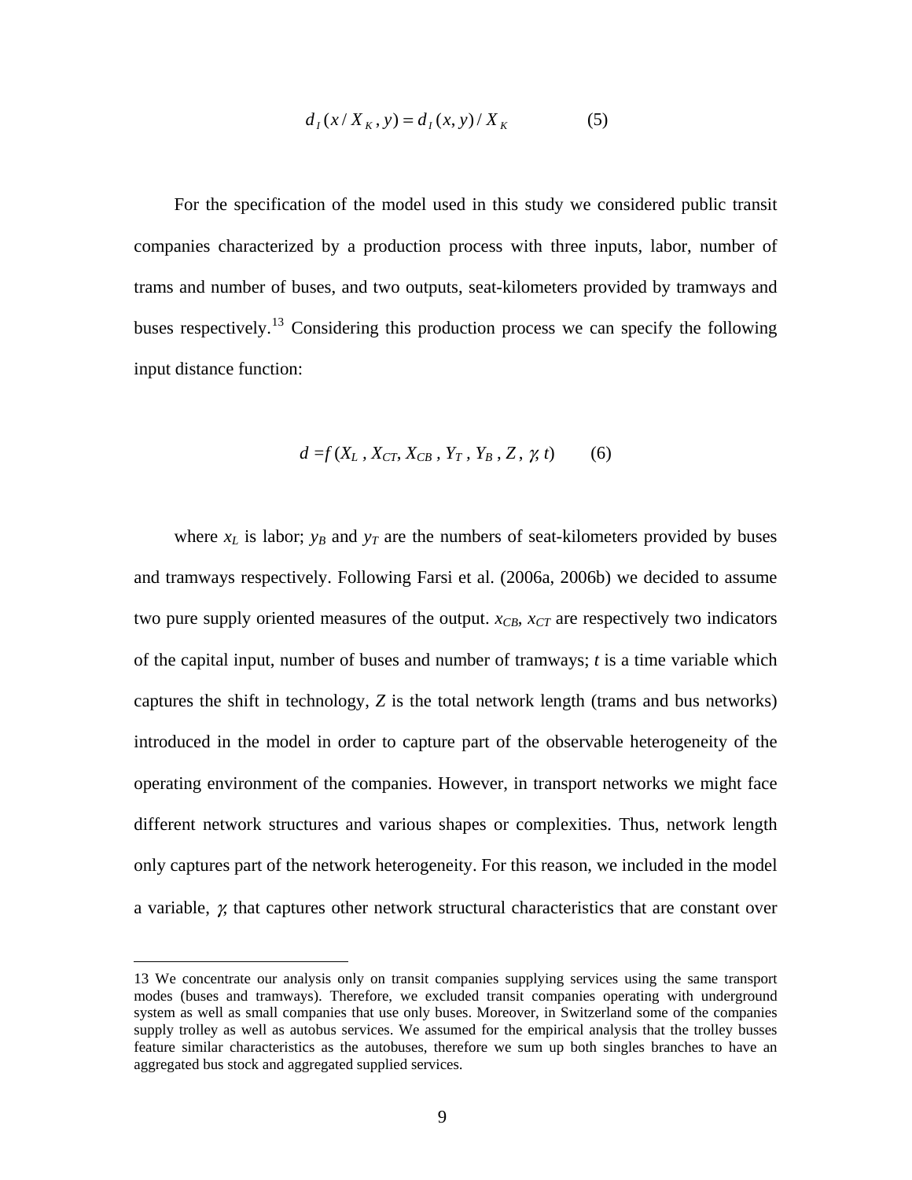$$d_I(x / X_K, y) = d_I(x, y) / X_K \qquad (5)$$

For the specification of the model used in this study we considered public transit companies characterized by a production process with three inputs, labor, number of trams and number of buses, and two outputs, seat-kilometers provided by tramways and buses respectively.[13] Considering this production process we can specify the following input distance function:

$$d = f(X_L, X_{CT}, X_{CB}, Y_T, Y_B, Z, \gamma, t) \qquad (6)$$

where $x_L$ is labor; $y_B$ and $y_T$ are the numbers of seat-kilometers provided by buses and tramways respectively. Following Farsi et al. (2006a, 2006b) we decided to assume two pure supply oriented measures of the output. $x_{CB}$, $x_{CT}$ are respectively two indicators of the capital input, number of buses and number of tramways; $t$ is a time variable which captures the shift in technology, $Z$ is the total network length (trams and bus networks) introduced in the model in order to capture part of the observable heterogeneity of the operating environment of the companies. However, in transport networks we might face different network structures and various shapes or complexities. Thus, network length only captures part of the network heterogeneity. For this reason, we included in the model a variable, $\gamma$, that captures other network structural characteristics that are constant over

---

13 We concentrate our analysis only on transit companies supplying services using the same transport modes (buses and tramways). Therefore, we excluded transit companies operating with underground system as well as small companies that use only buses. Moreover, in Switzerland some of the companies supply trolley as well as autobus services. We assumed for the empirical analysis that the trolley busses feature similar characteristics as the autobuses, therefore we sum up both singles branches to have an aggregated bus stock and aggregated supplied services.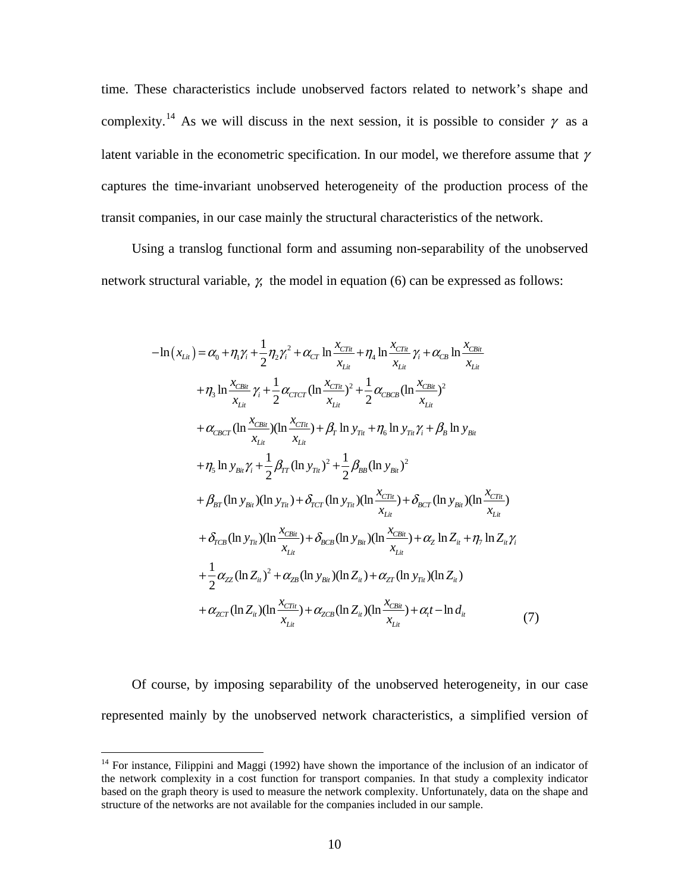time. These characteristics include unobserved factors related to network's shape and complexity.[14] As we will discuss in the next session, it is possible to consider $\gamma$ as a latent variable in the econometric specification. In our model, we therefore assume that $\gamma$ captures the time-invariant unobserved heterogeneity of the production process of the transit companies, in our case mainly the structural characteristics of the network.

Using a translog functional form and assuming non-separability of the unobserved network structural variable, $\gamma$, the model in equation (6) can be expressed as follows:

$$
\begin{aligned}
-\ln\left(x_{Lit}\right) = {} & \alpha_0 + \eta_1\gamma_i + \frac{1}{2}\eta_2\gamma_i^2 + \alpha_{CT}\ln\frac{x_{CTit}}{x_{Lit}} + \eta_4\ln\frac{x_{CTit}}{x_{Lit}}\gamma_i + \alpha_{CB}\ln\frac{x_{CBit}}{x_{Lit}} \\
& + \eta_3\ln\frac{x_{CBit}}{x_{Lit}}\gamma_i + \frac{1}{2}\alpha_{CTCT}(\ln\frac{x_{CTit}}{x_{Lit}})^2 + \frac{1}{2}\alpha_{CBCB}(\ln\frac{x_{CBit}}{x_{Lit}})^2 \\
& + \alpha_{CBCT}(\ln\frac{x_{CBit}}{x_{Lit}})(\ln\frac{x_{CTit}}{x_{Lit}}) + \beta_T\ln y_{Tit} + \eta_6\ln y_{Tit}\gamma_i + \beta_B\ln y_{Bit} \\
& + \eta_5\ln y_{Bit}\gamma_i + \frac{1}{2}\beta_{TT}(\ln y_{Tit})^2 + \frac{1}{2}\beta_{BB}(\ln y_{Bit})^2 \\
& + \beta_{BT}(\ln y_{Bit})(\ln y_{Tit}) + \delta_{TCT}(\ln y_{Tit})(\ln\frac{x_{CTit}}{x_{Lit}}) + \delta_{BCT}(\ln y_{Bit})(\ln\frac{x_{CTit}}{x_{Lit}}) \\
& + \delta_{TCB}(\ln y_{Tit})(\ln\frac{x_{CBit}}{x_{Lit}}) + \delta_{BCB}(\ln y_{Bit})(\ln\frac{x_{CBit}}{x_{Lit}}) + \alpha_Z\ln Z_{it} + \eta_7\ln Z_{it}\gamma_i \\
& + \frac{1}{2}\alpha_{ZZ}(\ln Z_{it})^2 + \alpha_{ZB}(\ln y_{Bit})(\ln Z_{it}) + \alpha_{ZT}(\ln y_{Tit})(\ln Z_{it}) \\
& + \alpha_{ZCT}(\ln Z_{it})(\ln\frac{x_{CTit}}{x_{Lit}}) + \alpha_{ZCB}(\ln Z_{it})(\ln\frac{x_{CBit}}{x_{Lit}}) + \alpha_t t - \ln d_{it} \qquad (7)
\end{aligned}
$$

Of course, by imposing separability of the unobserved heterogeneity, in our case represented mainly by the unobserved network characteristics, a simplified version of

---

[14] For instance, Filippini and Maggi (1992) have shown the importance of the inclusion of an indicator of the network complexity in a cost function for transport companies. In that study a complexity indicator based on the graph theory is used to measure the network complexity. Unfortunately, data on the shape and structure of the networks are not available for the companies included in our sample.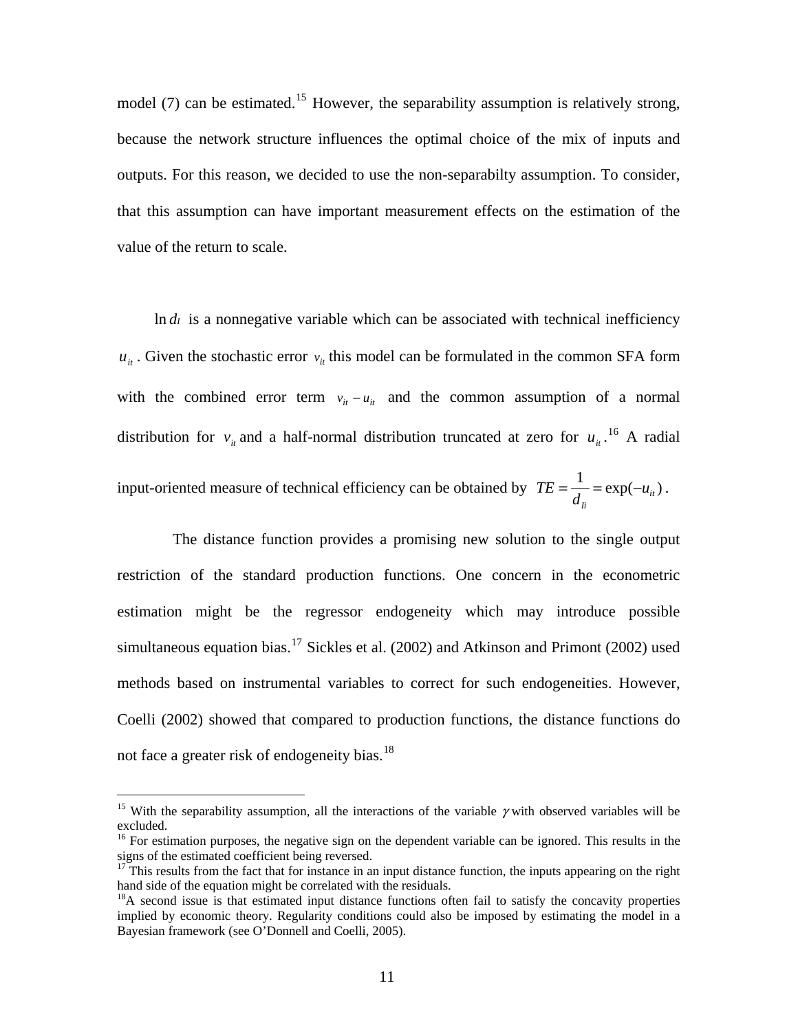model (7) can be estimated.[15] However, the separability assumption is relatively strong, because the network structure influences the optimal choice of the mix of inputs and outputs. For this reason, we decided to use the non-separabilty assumption. To consider, that this assumption can have important measurement effects on the estimation of the value of the return to scale.

$\ln d_I$ is a nonnegative variable which can be associated with technical inefficiency $u_{it}$. Given the stochastic error $v_{it}$ this model can be formulated in the common SFA form with the combined error term $v_{it} - u_{it}$ and the common assumption of a normal distribution for $v_{it}$ and a half-normal distribution truncated at zero for $u_{it}$.[16] A radial input-oriented measure of technical efficiency can be obtained by $TE = \frac{1}{d_{Ii}} = \exp(-u_{it})$.

The distance function provides a promising new solution to the single output restriction of the standard production functions. One concern in the econometric estimation might be the regressor endogeneity which may introduce possible simultaneous equation bias.[17] Sickles et al. (2002) and Atkinson and Primont (2002) used methods based on instrumental variables to correct for such endogeneities. However, Coelli (2002) showed that compared to production functions, the distance functions do not face a greater risk of endogeneity bias.[18]

---

[15] With the separability assumption, all the interactions of the variable $\gamma$ with observed variables will be excluded.

[16] For estimation purposes, the negative sign on the dependent variable can be ignored. This results in the signs of the estimated coefficient being reversed.

[17] This results from the fact that for instance in an input distance function, the inputs appearing on the right hand side of the equation might be correlated with the residuals.

[18] A second issue is that estimated input distance functions often fail to satisfy the concavity properties implied by economic theory. Regularity conditions could also be imposed by estimating the model in a Bayesian framework (see O'Donnell and Coelli, 2005).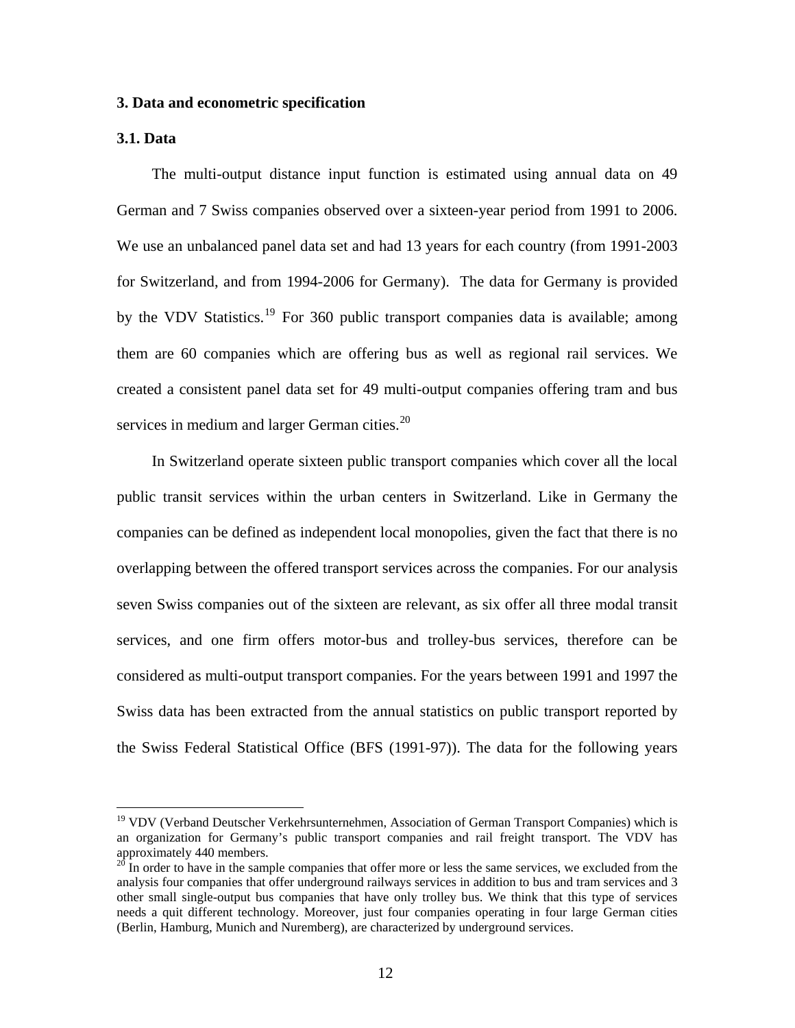## 3. Data and econometric specification

### 3.1. Data

The multi-output distance input function is estimated using annual data on 49 German and 7 Swiss companies observed over a sixteen-year period from 1991 to 2006. We use an unbalanced panel data set and had 13 years for each country (from 1991-2003 for Switzerland, and from 1994-2006 for Germany). The data for Germany is provided by the VDV Statistics.[19] For 360 public transport companies data is available; among them are 60 companies which are offering bus as well as regional rail services. We created a consistent panel data set for 49 multi-output companies offering tram and bus services in medium and larger German cities.[20]

In Switzerland operate sixteen public transport companies which cover all the local public transit services within the urban centers in Switzerland. Like in Germany the companies can be defined as independent local monopolies, given the fact that there is no overlapping between the offered transport services across the companies. For our analysis seven Swiss companies out of the sixteen are relevant, as six offer all three modal transit services, and one firm offers motor-bus and trolley-bus services, therefore can be considered as multi-output transport companies. For the years between 1991 and 1997 the Swiss data has been extracted from the annual statistics on public transport reported by the Swiss Federal Statistical Office (BFS (1991-97)). The data for the following years

---

[19] VDV (Verband Deutscher Verkehrsunternehmen, Association of German Transport Companies) which is an organization for Germany's public transport companies and rail freight transport. The VDV has approximately 440 members.

[20] In order to have in the sample companies that offer more or less the same services, we excluded from the analysis four companies that offer underground railways services in addition to bus and tram services and 3 other small single-output bus companies that have only trolley bus. We think that this type of services needs a quit different technology. Moreover, just four companies operating in four large German cities (Berlin, Hamburg, Munich and Nuremberg), are characterized by underground services.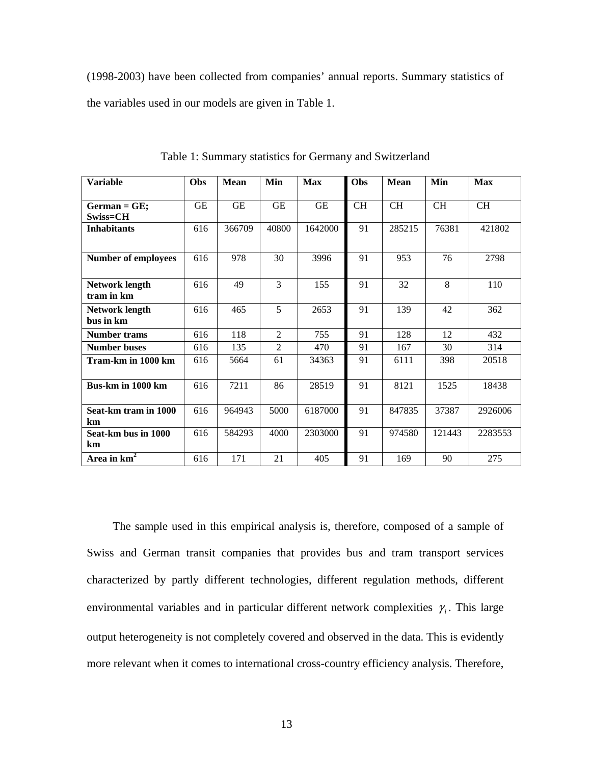(1998-2003) have been collected from companies' annual reports. Summary statistics of the variables used in our models are given in Table 1.

Table 1: Summary statistics for Germany and Switzerland

| Variable | Obs | Mean | Min | Max | Obs | Mean | Min | Max |
|---|---|---|---|---|---|---|---|---|
| **German = GE; Swiss=CH** | GE | GE | GE | GE | CH | CH | CH | CH |
| **Inhabitants** | 616 | 366709 | 40800 | 1642000 | 91 | 285215 | 76381 | 421802 |
| **Number of employees** | 616 | 978 | 30 | 3996 | 91 | 953 | 76 | 2798 |
| **Network length tram in km** | 616 | 49 | 3 | 155 | 91 | 32 | 8 | 110 |
| **Network length bus in km** | 616 | 465 | 5 | 2653 | 91 | 139 | 42 | 362 |
| **Number trams** | 616 | 118 | 2 | 755 | 91 | 128 | 12 | 432 |
| **Number buses** | 616 | 135 | 2 | 470 | 91 | 167 | 30 | 314 |
| **Tram-km in 1000 km** | 616 | 5664 | 61 | 34363 | 91 | 6111 | 398 | 20518 |
| **Bus-km in 1000 km** | 616 | 7211 | 86 | 28519 | 91 | 8121 | 1525 | 18438 |
| **Seat-km tram in 1000 km** | 616 | 964943 | 5000 | 6187000 | 91 | 847835 | 37387 | 2926006 |
| **Seat-km bus in 1000 km** | 616 | 584293 | 4000 | 2303000 | 91 | 974580 | 121443 | 2283553 |
| **Area in km$^2$** | 616 | 171 | 21 | 405 | 91 | 169 | 90 | 275 |

The sample used in this empirical analysis is, therefore, composed of a sample of Swiss and German transit companies that provides bus and tram transport services characterized by partly different technologies, different regulation methods, different environmental variables and in particular different network complexities $\gamma_i$. This large output heterogeneity is not completely covered and observed in the data. This is evidently more relevant when it comes to international cross-country efficiency analysis. Therefore,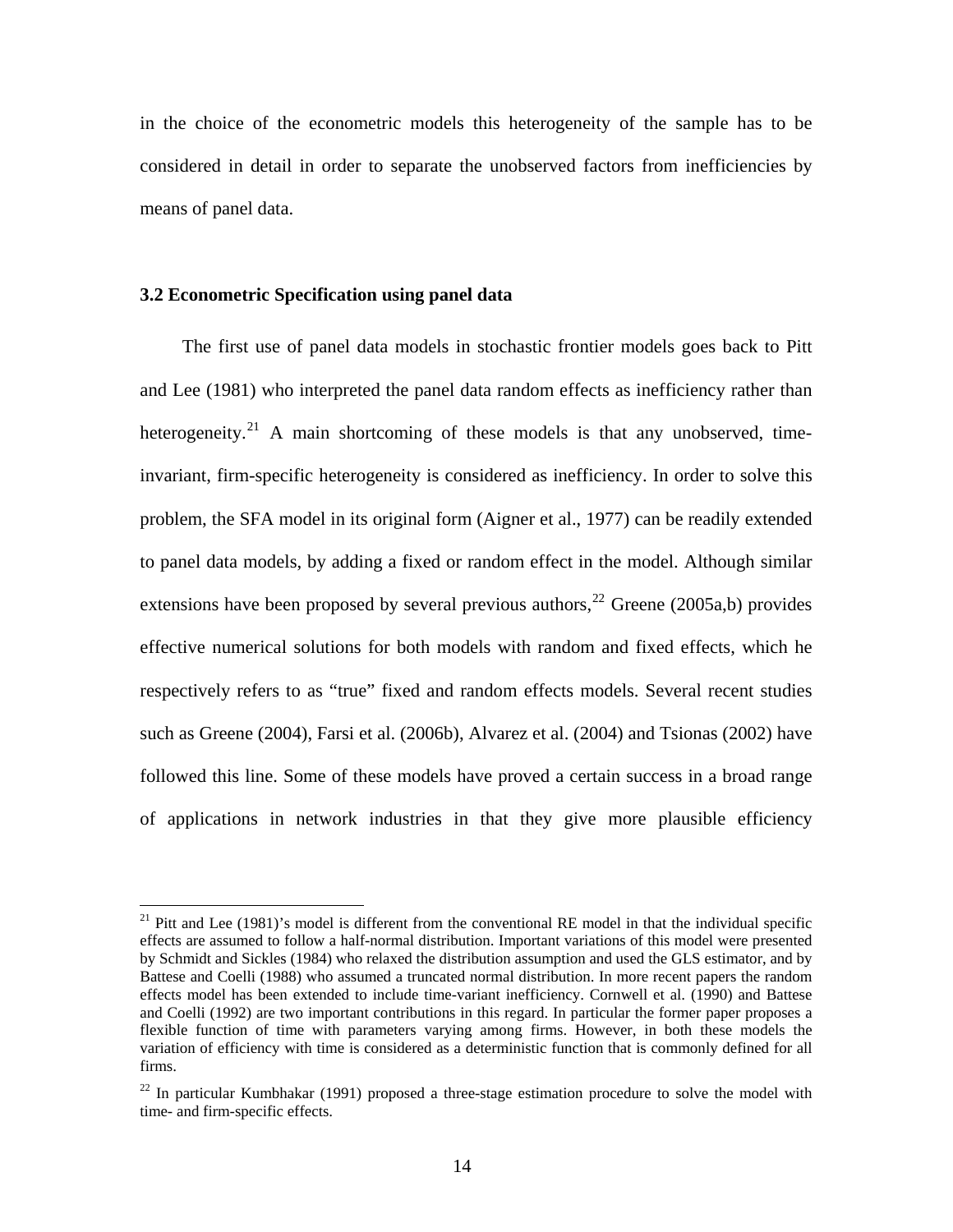in the choice of the econometric models this heterogeneity of the sample has to be considered in detail in order to separate the unobserved factors from inefficiencies by means of panel data.

### 3.2 Econometric Specification using panel data

The first use of panel data models in stochastic frontier models goes back to Pitt and Lee (1981) who interpreted the panel data random effects as inefficiency rather than heterogeneity.[21] A main shortcoming of these models is that any unobserved, time-invariant, firm-specific heterogeneity is considered as inefficiency. In order to solve this problem, the SFA model in its original form (Aigner et al., 1977) can be readily extended to panel data models, by adding a fixed or random effect in the model. Although similar extensions have been proposed by several previous authors,[22] Greene (2005a,b) provides effective numerical solutions for both models with random and fixed effects, which he respectively refers to as "true" fixed and random effects models. Several recent studies such as Greene (2004), Farsi et al. (2006b), Alvarez et al. (2004) and Tsionas (2002) have followed this line. Some of these models have proved a certain success in a broad range of applications in network industries in that they give more plausible efficiency

---

[21] Pitt and Lee (1981)'s model is different from the conventional RE model in that the individual specific effects are assumed to follow a half-normal distribution. Important variations of this model were presented by Schmidt and Sickles (1984) who relaxed the distribution assumption and used the GLS estimator, and by Battese and Coelli (1988) who assumed a truncated normal distribution. In more recent papers the random effects model has been extended to include time-variant inefficiency. Cornwell et al. (1990) and Battese and Coelli (1992) are two important contributions in this regard. In particular the former paper proposes a flexible function of time with parameters varying among firms. However, in both these models the variation of efficiency with time is considered as a deterministic function that is commonly defined for all firms.

[22] In particular Kumbhakar (1991) proposed a three-stage estimation procedure to solve the model with time- and firm-specific effects.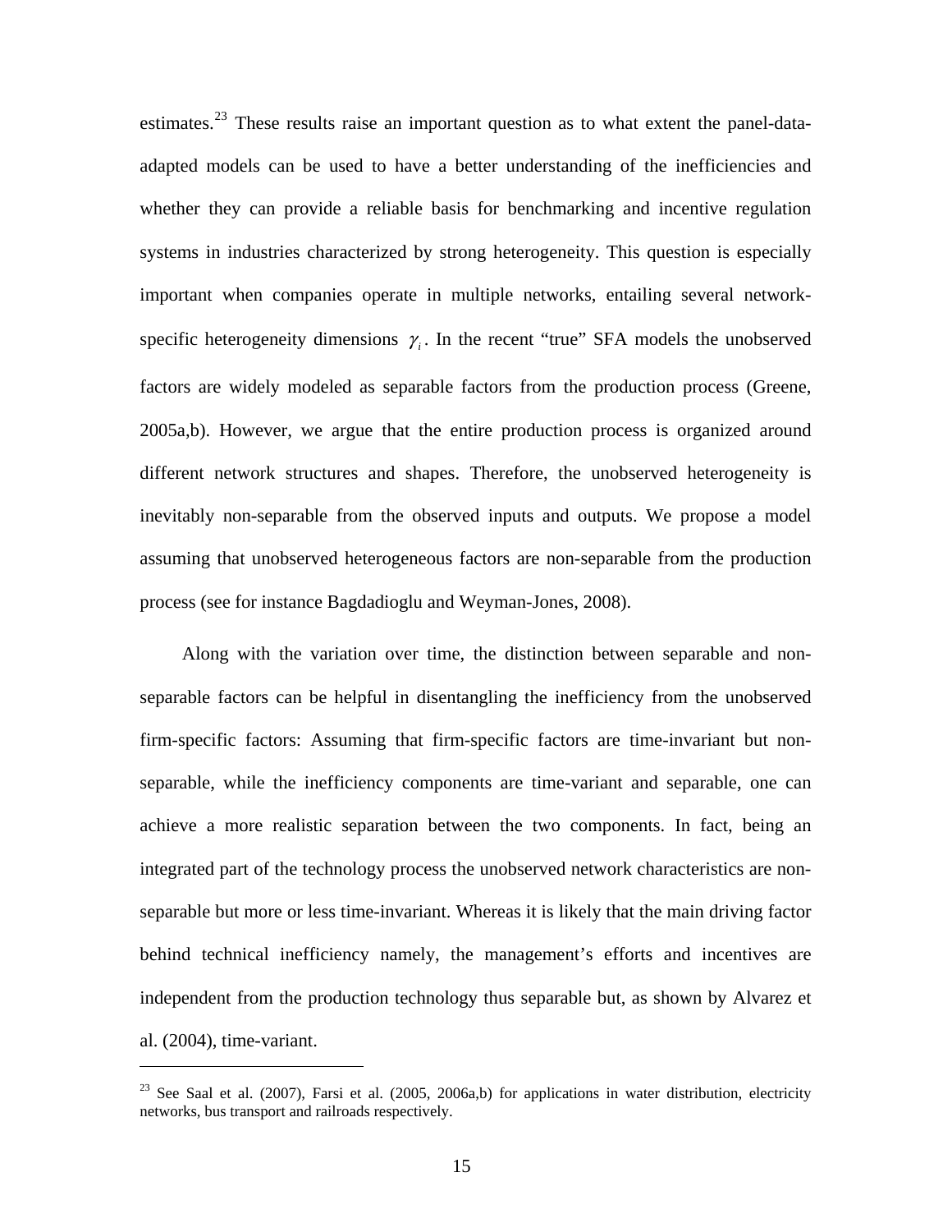estimates.[23] These results raise an important question as to what extent the panel-data-adapted models can be used to have a better understanding of the inefficiencies and whether they can provide a reliable basis for benchmarking and incentive regulation systems in industries characterized by strong heterogeneity. This question is especially important when companies operate in multiple networks, entailing several network-specific heterogeneity dimensions $\gamma_i$. In the recent "true" SFA models the unobserved factors are widely modeled as separable factors from the production process (Greene, 2005a,b). However, we argue that the entire production process is organized around different network structures and shapes. Therefore, the unobserved heterogeneity is inevitably non-separable from the observed inputs and outputs. We propose a model assuming that unobserved heterogeneous factors are non-separable from the production process (see for instance Bagdadioglu and Weyman-Jones, 2008).

Along with the variation over time, the distinction between separable and non-separable factors can be helpful in disentangling the inefficiency from the unobserved firm-specific factors: Assuming that firm-specific factors are time-invariant but non-separable, while the inefficiency components are time-variant and separable, one can achieve a more realistic separation between the two components. In fact, being an integrated part of the technology process the unobserved network characteristics are non-separable but more or less time-invariant. Whereas it is likely that the main driving factor behind technical inefficiency namely, the management's efforts and incentives are independent from the production technology thus separable but, as shown by Alvarez et al. (2004), time-variant.

---

[23] See Saal et al. (2007), Farsi et al. (2005, 2006a,b) for applications in water distribution, electricity networks, bus transport and railroads respectively.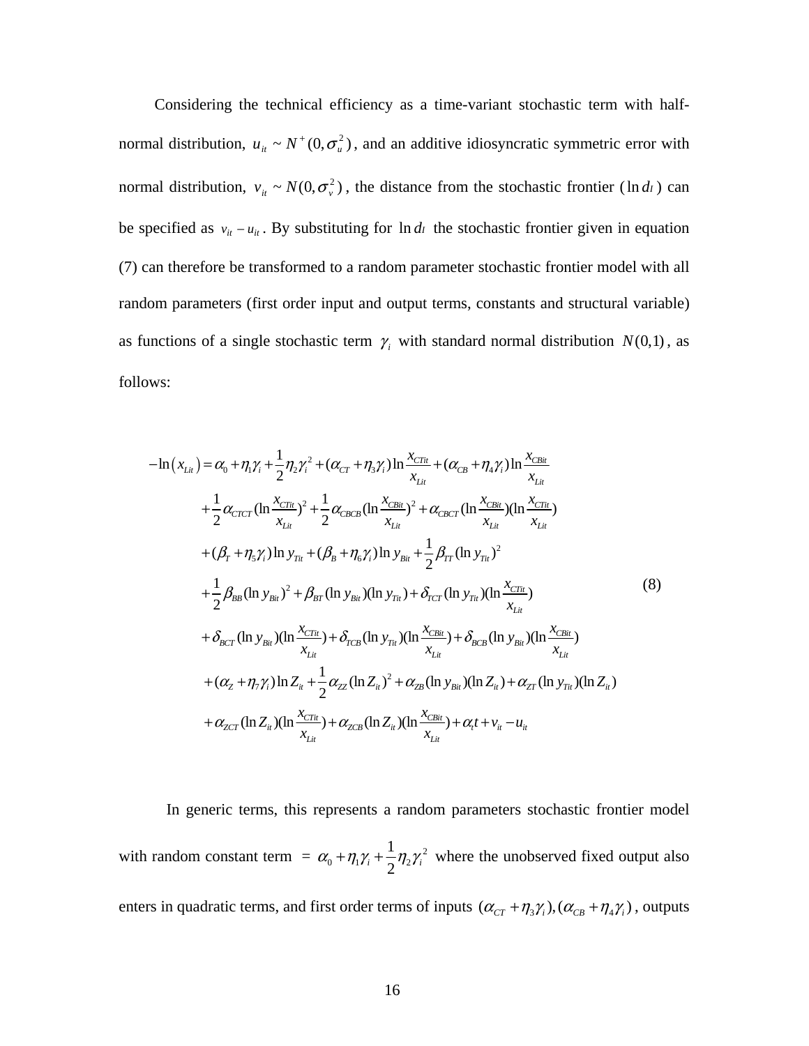Considering the technical efficiency as a time-variant stochastic term with half-normal distribution, $u_{it} \sim N^{+}(0, \sigma_u^2)$, and an additive idiosyncratic symmetric error with normal distribution, $v_{it} \sim N(0, \sigma_v^2)$, the distance from the stochastic frontier ($\ln d_I$) can be specified as $v_{it} - u_{it}$. By substituting for $\ln d_I$ the stochastic frontier given in equation (7) can therefore be transformed to a random parameter stochastic frontier model with all random parameters (first order input and output terms, constants and structural variable) as functions of a single stochastic term $\gamma_i$ with standard normal distribution $N(0,1)$, as follows:

$$
\begin{aligned}
-\ln\left(x_{Lit}\right) = {} & \alpha_0 + \eta_1\gamma_i + \frac{1}{2}\eta_2\gamma_i^2 + (\alpha_{CT} + \eta_3\gamma_i)\ln\frac{x_{CTit}}{x_{Lit}} + (\alpha_{CB} + \eta_4\gamma_i)\ln\frac{x_{CBit}}{x_{Lit}} \\
& + \frac{1}{2}\alpha_{CTCT}(\ln\frac{x_{CTit}}{x_{Lit}})^2 + \frac{1}{2}\alpha_{CBCB}(\ln\frac{x_{CBit}}{x_{Lit}})^2 + \alpha_{CBCT}(\ln\frac{x_{CBit}}{x_{Lit}})(\ln\frac{x_{CTit}}{x_{Lit}}) \\
& + (\beta_T + \eta_5\gamma_i)\ln y_{Tit} + (\beta_B + \eta_6\gamma_i)\ln y_{Bit} + \frac{1}{2}\beta_{TT}(\ln y_{Tit})^2 \\
& + \frac{1}{2}\beta_{BB}(\ln y_{Bit})^2 + \beta_{BT}(\ln y_{Bit})(\ln y_{Tit}) + \delta_{TCT}(\ln y_{Tit})(\ln\frac{x_{CTit}}{x_{Lit}}) \\
& + \delta_{BCT}(\ln y_{Bit})(\ln\frac{x_{CTit}}{x_{Lit}}) + \delta_{TCB}(\ln y_{Tit})(\ln\frac{x_{CBit}}{x_{Lit}}) + \delta_{BCB}(\ln y_{Bit})(\ln\frac{x_{CBit}}{x_{Lit}}) \\
& + (\alpha_Z + \eta_7\gamma_i)\ln Z_{it} + \frac{1}{2}\alpha_{ZZ}(\ln Z_{it})^2 + \alpha_{ZB}(\ln y_{Bit})(\ln Z_{it}) + \alpha_{ZT}(\ln y_{Tit})(\ln Z_{it}) \\
& + \alpha_{ZCT}(\ln Z_{it})(\ln\frac{x_{CTit}}{x_{Lit}}) + \alpha_{ZCB}(\ln Z_{it})(\ln\frac{x_{CBit}}{x_{Lit}}) + \alpha_t t + v_{it} - u_{it}
\end{aligned}
\tag{8}
$$

In generic terms, this represents a random parameters stochastic frontier model with random constant term $= \alpha_0 + \eta_1\gamma_i + \frac{1}{2}\eta_2\gamma_i^2$ where the unobserved fixed output also enters in quadratic terms, and first order terms of inputs $(\alpha_{CT} + \eta_3\gamma_i), (\alpha_{CB} + \eta_4\gamma_i)$, outputs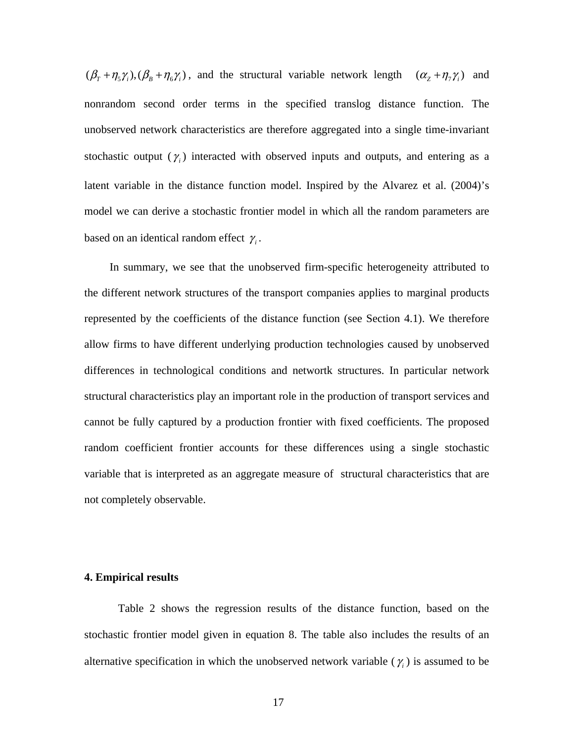$(\beta_T + \eta_5 \gamma_i), (\beta_B + \eta_6 \gamma_i)$, and the structural variable network length $(\alpha_Z + \eta_7 \gamma_i)$ and nonrandom second order terms in the specified translog distance function. The unobserved network characteristics are therefore aggregated into a single time-invariant stochastic output ($\gamma_i$) interacted with observed inputs and outputs, and entering as a latent variable in the distance function model. Inspired by the Alvarez et al. (2004)'s model we can derive a stochastic frontier model in which all the random parameters are based on an identical random effect $\gamma_i$.

In summary, we see that the unobserved firm-specific heterogeneity attributed to the different network structures of the transport companies applies to marginal products represented by the coefficients of the distance function (see Section 4.1). We therefore allow firms to have different underlying production technologies caused by unobserved differences in technological conditions and networtk structures. In particular network structural characteristics play an important role in the production of transport services and cannot be fully captured by a production frontier with fixed coefficients. The proposed random coefficient frontier accounts for these differences using a single stochastic variable that is interpreted as an aggregate measure of structural characteristics that are not completely observable.

## 4. Empirical results

Table 2 shows the regression results of the distance function, based on the stochastic frontier model given in equation 8. The table also includes the results of an alternative specification in which the unobserved network variable ($\gamma_i$) is assumed to be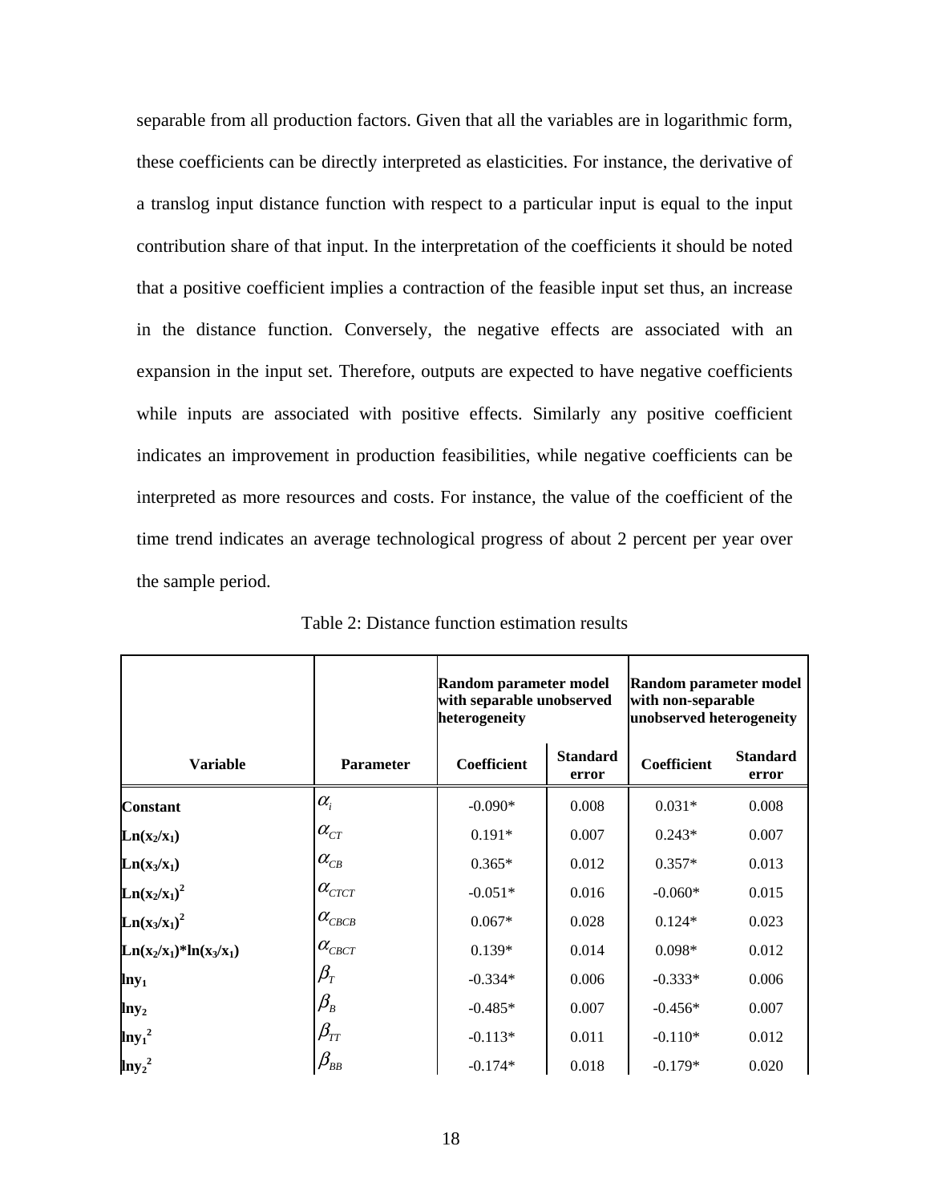separable from all production factors. Given that all the variables are in logarithmic form, these coefficients can be directly interpreted as elasticities. For instance, the derivative of a translog input distance function with respect to a particular input is equal to the input contribution share of that input. In the interpretation of the coefficients it should be noted that a positive coefficient implies a contraction of the feasible input set thus, an increase in the distance function. Conversely, the negative effects are associated with an expansion in the input set. Therefore, outputs are expected to have negative coefficients while inputs are associated with positive effects. Similarly any positive coefficient indicates an improvement in production feasibilities, while negative coefficients can be interpreted as more resources and costs. For instance, the value of the coefficient of the time trend indicates an average technological progress of about 2 percent per year over the sample period.

Table 2: Distance function estimation results

| | | Random parameter model with separable unobserved heterogeneity | | Random parameter model with non-separable unobserved heterogeneity | |
|---|---|---|---|---|---|
| **Variable** | **Parameter** | **Coefficient** | **Standard error** | **Coefficient** | **Standard error** |
| **Constant** | $\alpha_i$ | -0.090* | 0.008 | 0.031* | 0.008 |
| **$Ln(x_2/x_1)$** | $\alpha_{CT}$ | 0.191* | 0.007 | 0.243* | 0.007 |
| **$Ln(x_3/x_1)$** | $\alpha_{CB}$ | 0.365* | 0.012 | 0.357* | 0.013 |
| **$Ln(x_2/x_1)^2$** | $\alpha_{CTCT}$ | -0.051* | 0.016 | -0.060* | 0.015 |
| **$Ln(x_3/x_1)^2$** | $\alpha_{CBCB}$ | 0.067* | 0.028 | 0.124* | 0.023 |
| **$Ln(x_2/x_1)*ln(x_3/x_1)$** | $\alpha_{CBCT}$ | 0.139* | 0.014 | 0.098* | 0.012 |
| **$lny_1$** | $\beta_T$ | -0.334* | 0.006 | -0.333* | 0.006 |
| **$lny_2$** | $\beta_B$ | -0.485* | 0.007 | -0.456* | 0.007 |
| **$lny_1^2$** | $\beta_{TT}$ | -0.113* | 0.011 | -0.110* | 0.012 |
| **$lny_2^2$** | $\beta_{BB}$ | -0.174* | 0.018 | -0.179* | 0.020 |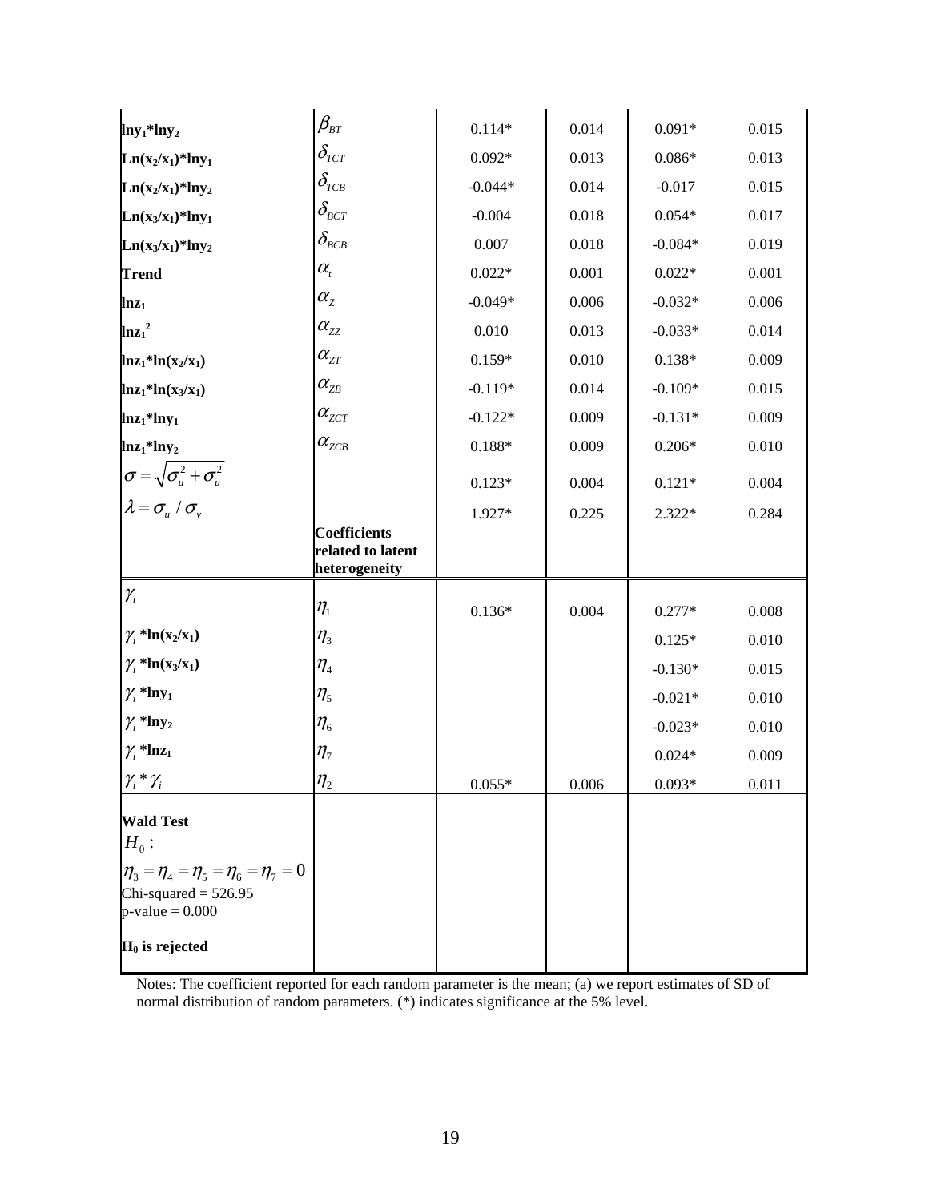| | | | | | |
|---|---|---|---|---|---|
| **lny₁*lny₂** | $\beta_{BT}$ | 0.114* | 0.014 | 0.091* | 0.015 |
| **Ln(x₂/x₁)*lny₁** | $\delta_{TCT}$ | 0.092* | 0.013 | 0.086* | 0.013 |
| **Ln(x₂/x₁)*lny₂** | $\delta_{TCB}$ | -0.044* | 0.014 | -0.017 | 0.015 |
| **Ln(x₃/x₁)*lny₁** | $\delta_{BCT}$ | -0.004 | 0.018 | 0.054* | 0.017 |
| **Ln(x₃/x₁)*lny₂** | $\delta_{BCB}$ | 0.007 | 0.018 | -0.084* | 0.019 |
| **Trend** | $\alpha_t$ | 0.022* | 0.001 | 0.022* | 0.001 |
| **lnz₁** | $\alpha_Z$ | -0.049* | 0.006 | -0.032* | 0.006 |
| **$\ln z_1^2$** | $\alpha_{ZZ}$ | 0.010 | 0.013 | -0.033* | 0.014 |
| **lnz₁*ln(x₂/x₁)** | $\alpha_{ZT}$ | 0.159* | 0.010 | 0.138* | 0.009 |
| **lnz₁*ln(x₃/x₁)** | $\alpha_{ZB}$ | -0.119* | 0.014 | -0.109* | 0.015 |
| **lnz₁*lny₁** | $\alpha_{ZCT}$ | -0.122* | 0.009 | -0.131* | 0.009 |
| **lnz₁*lny₂** | $\alpha_{ZCB}$ | 0.188* | 0.009 | 0.206* | 0.010 |
| $\sigma = \sqrt{\sigma_u^2 + \sigma_u^2}$ | | 0.123* | 0.004 | 0.121* | 0.004 |
| $\lambda = \sigma_u / \sigma_v$ | | 1.927* | 0.225 | 2.322* | 0.284 |
| | **Coefficients related to latent heterogeneity** | | | | |
| $\gamma_i$ | $\eta_1$ | 0.136* | 0.004 | 0.277* | 0.008 |
| $\gamma_i$ **\*ln(x₂/x₁)** | $\eta_3$ | | | 0.125* | 0.010 |
| $\gamma_i$ **\*ln(x₃/x₁)** | $\eta_4$ | | | -0.130* | 0.015 |
| $\gamma_i$ **\*lny₁** | $\eta_5$ | | | -0.021* | 0.010 |
| $\gamma_i$ **\*lny₂** | $\eta_6$ | | | -0.023* | 0.010 |
| $\gamma_i$ **\*lnz₁** | $\eta_7$ | | | 0.024* | 0.009 |
| $\gamma_i * \gamma_i$ | $\eta_2$ | 0.055* | 0.006 | 0.093* | 0.011 |
| **Wald Test** $H_0:$ $\eta_3 = \eta_4 = \eta_5 = \eta_6 = \eta_7 = 0$ Chi-squared = 526.95 p-value = 0.000 **$H_0$ is rejected** | | | | | |

Notes: The coefficient reported for each random parameter is the mean; (a) we report estimates of SD of normal distribution of random parameters. (*) indicates significance at the 5% level.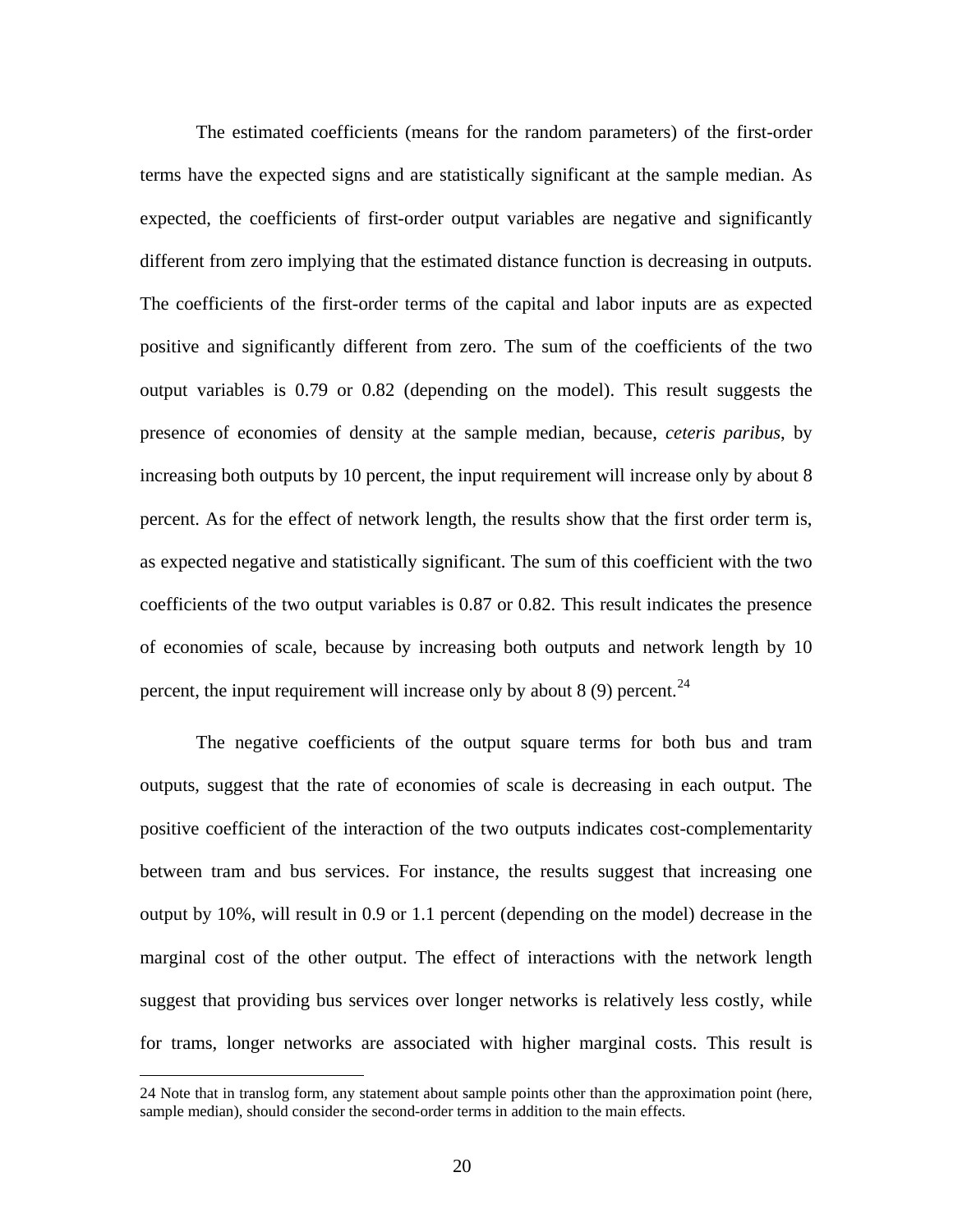The estimated coefficients (means for the random parameters) of the first-order terms have the expected signs and are statistically significant at the sample median. As expected, the coefficients of first-order output variables are negative and significantly different from zero implying that the estimated distance function is decreasing in outputs. The coefficients of the first-order terms of the capital and labor inputs are as expected positive and significantly different from zero. The sum of the coefficients of the two output variables is 0.79 or 0.82 (depending on the model). This result suggests the presence of economies of density at the sample median, because, *ceteris paribus*, by increasing both outputs by 10 percent, the input requirement will increase only by about 8 percent. As for the effect of network length, the results show that the first order term is, as expected negative and statistically significant. The sum of this coefficient with the two coefficients of the two output variables is 0.87 or 0.82. This result indicates the presence of economies of scale, because by increasing both outputs and network length by 10 percent, the input requirement will increase only by about 8 (9) percent.[24]

The negative coefficients of the output square terms for both bus and tram outputs, suggest that the rate of economies of scale is decreasing in each output. The positive coefficient of the interaction of the two outputs indicates cost-complementarity between tram and bus services. For instance, the results suggest that increasing one output by 10%, will result in 0.9 or 1.1 percent (depending on the model) decrease in the marginal cost of the other output. The effect of interactions with the network length suggest that providing bus services over longer networks is relatively less costly, while for trams, longer networks are associated with higher marginal costs. This result is

24 Note that in translog form, any statement about sample points other than the approximation point (here, sample median), should consider the second-order terms in addition to the main effects.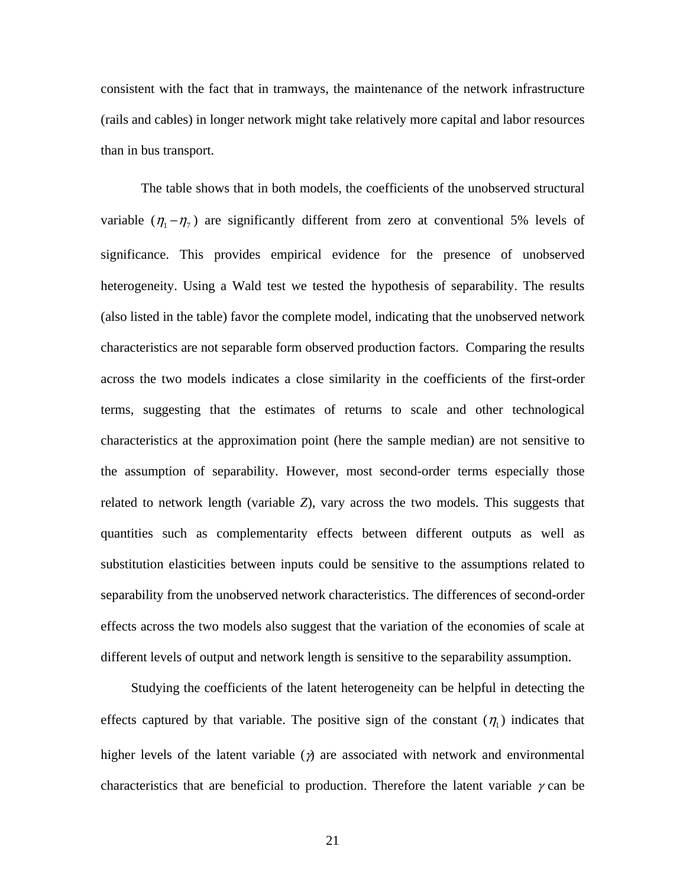consistent with the fact that in tramways, the maintenance of the network infrastructure (rails and cables) in longer network might take relatively more capital and labor resources than in bus transport.

The table shows that in both models, the coefficients of the unobserved structural variable ($\eta_1 - \eta_7$) are significantly different from zero at conventional 5% levels of significance. This provides empirical evidence for the presence of unobserved heterogeneity. Using a Wald test we tested the hypothesis of separability. The results (also listed in the table) favor the complete model, indicating that the unobserved network characteristics are not separable form observed production factors. Comparing the results across the two models indicates a close similarity in the coefficients of the first-order terms, suggesting that the estimates of returns to scale and other technological characteristics at the approximation point (here the sample median) are not sensitive to the assumption of separability. However, most second-order terms especially those related to network length (variable *Z*), vary across the two models. This suggests that quantities such as complementarity effects between different outputs as well as substitution elasticities between inputs could be sensitive to the assumptions related to separability from the unobserved network characteristics. The differences of second-order effects across the two models also suggest that the variation of the economies of scale at different levels of output and network length is sensitive to the separability assumption.

Studying the coefficients of the latent heterogeneity can be helpful in detecting the effects captured by that variable. The positive sign of the constant ($\eta_1$) indicates that higher levels of the latent variable ($\gamma$) are associated with network and environmental characteristics that are beneficial to production. Therefore the latent variable $\gamma$ can be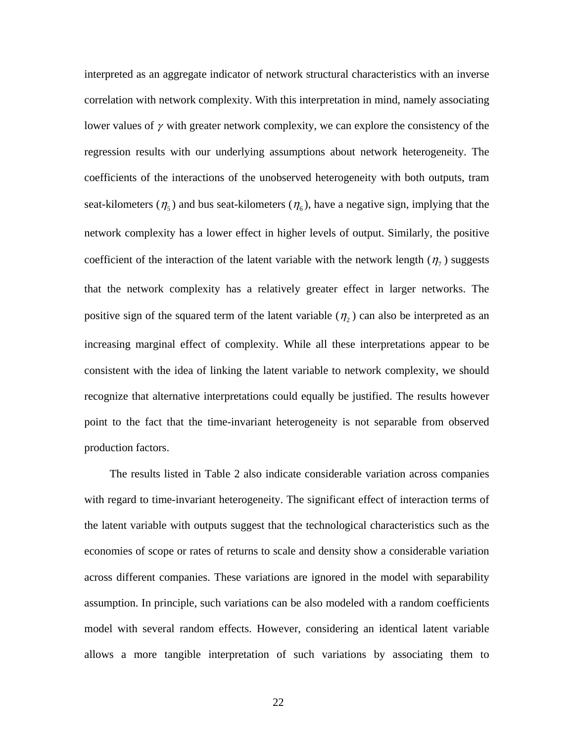interpreted as an aggregate indicator of network structural characteristics with an inverse correlation with network complexity. With this interpretation in mind, namely associating lower values of $\gamma$ with greater network complexity, we can explore the consistency of the regression results with our underlying assumptions about network heterogeneity. The coefficients of the interactions of the unobserved heterogeneity with both outputs, tram seat-kilometers ($\eta_5$) and bus seat-kilometers ($\eta_6$), have a negative sign, implying that the network complexity has a lower effect in higher levels of output. Similarly, the positive coefficient of the interaction of the latent variable with the network length ($\eta_7$) suggests that the network complexity has a relatively greater effect in larger networks. The positive sign of the squared term of the latent variable ($\eta_2$) can also be interpreted as an increasing marginal effect of complexity. While all these interpretations appear to be consistent with the idea of linking the latent variable to network complexity, we should recognize that alternative interpretations could equally be justified. The results however point to the fact that the time-invariant heterogeneity is not separable from observed production factors.

The results listed in Table 2 also indicate considerable variation across companies with regard to time-invariant heterogeneity. The significant effect of interaction terms of the latent variable with outputs suggest that the technological characteristics such as the economies of scope or rates of returns to scale and density show a considerable variation across different companies. These variations are ignored in the model with separability assumption. In principle, such variations can be also modeled with a random coefficients model with several random effects. However, considering an identical latent variable allows a more tangible interpretation of such variations by associating them to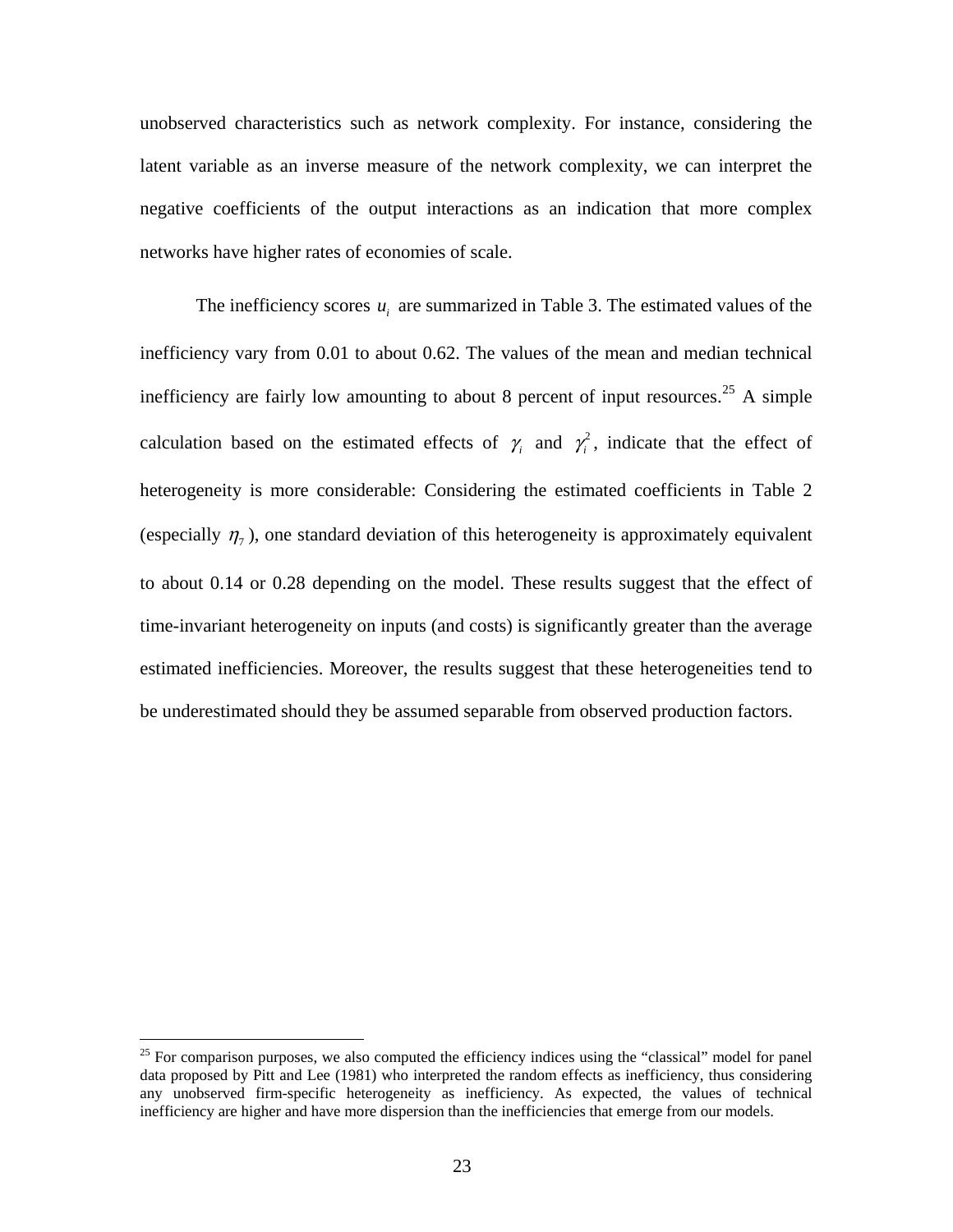unobserved characteristics such as network complexity. For instance, considering the latent variable as an inverse measure of the network complexity, we can interpret the negative coefficients of the output interactions as an indication that more complex networks have higher rates of economies of scale.

The inefficiency scores $u_i$ are summarized in Table 3. The estimated values of the inefficiency vary from 0.01 to about 0.62. The values of the mean and median technical inefficiency are fairly low amounting to about 8 percent of input resources.[25] A simple calculation based on the estimated effects of $\gamma_i$ and $\gamma_i^2$, indicate that the effect of heterogeneity is more considerable: Considering the estimated coefficients in Table 2 (especially $\eta_7$), one standard deviation of this heterogeneity is approximately equivalent to about 0.14 or 0.28 depending on the model. These results suggest that the effect of time-invariant heterogeneity on inputs (and costs) is significantly greater than the average estimated inefficiencies. Moreover, the results suggest that these heterogeneities tend to be underestimated should they be assumed separable from observed production factors.

[25] For comparison purposes, we also computed the efficiency indices using the "classical" model for panel data proposed by Pitt and Lee (1981) who interpreted the random effects as inefficiency, thus considering any unobserved firm-specific heterogeneity as inefficiency. As expected, the values of technical inefficiency are higher and have more dispersion than the inefficiencies that emerge from our models.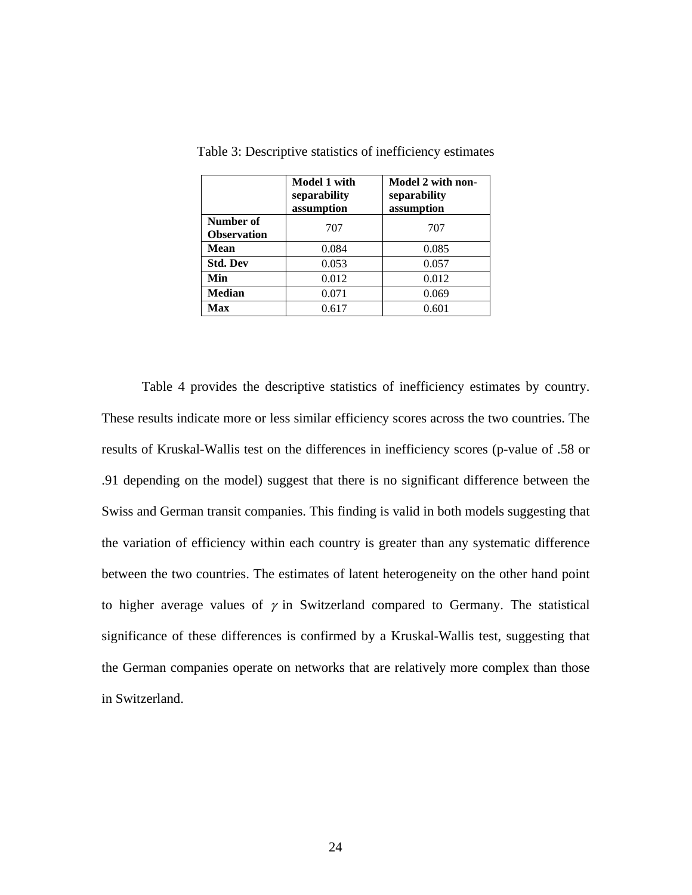Table 3: Descriptive statistics of inefficiency estimates

| | **Model 1 with separability assumption** | **Model 2 with non-separability assumption** |
|---|---|---|
| **Number of Observation** | 707 | 707 |
| **Mean** | 0.084 | 0.085 |
| **Std. Dev** | 0.053 | 0.057 |
| **Min** | 0.012 | 0.012 |
| **Median** | 0.071 | 0.069 |
| **Max** | 0.617 | 0.601 |

Table 4 provides the descriptive statistics of inefficiency estimates by country. These results indicate more or less similar efficiency scores across the two countries. The results of Kruskal-Wallis test on the differences in inefficiency scores (p-value of .58 or .91 depending on the model) suggest that there is no significant difference between the Swiss and German transit companies. This finding is valid in both models suggesting that the variation of efficiency within each country is greater than any systematic difference between the two countries. The estimates of latent heterogeneity on the other hand point to higher average values of $\gamma$ in Switzerland compared to Germany. The statistical significance of these differences is confirmed by a Kruskal-Wallis test, suggesting that the German companies operate on networks that are relatively more complex than those in Switzerland.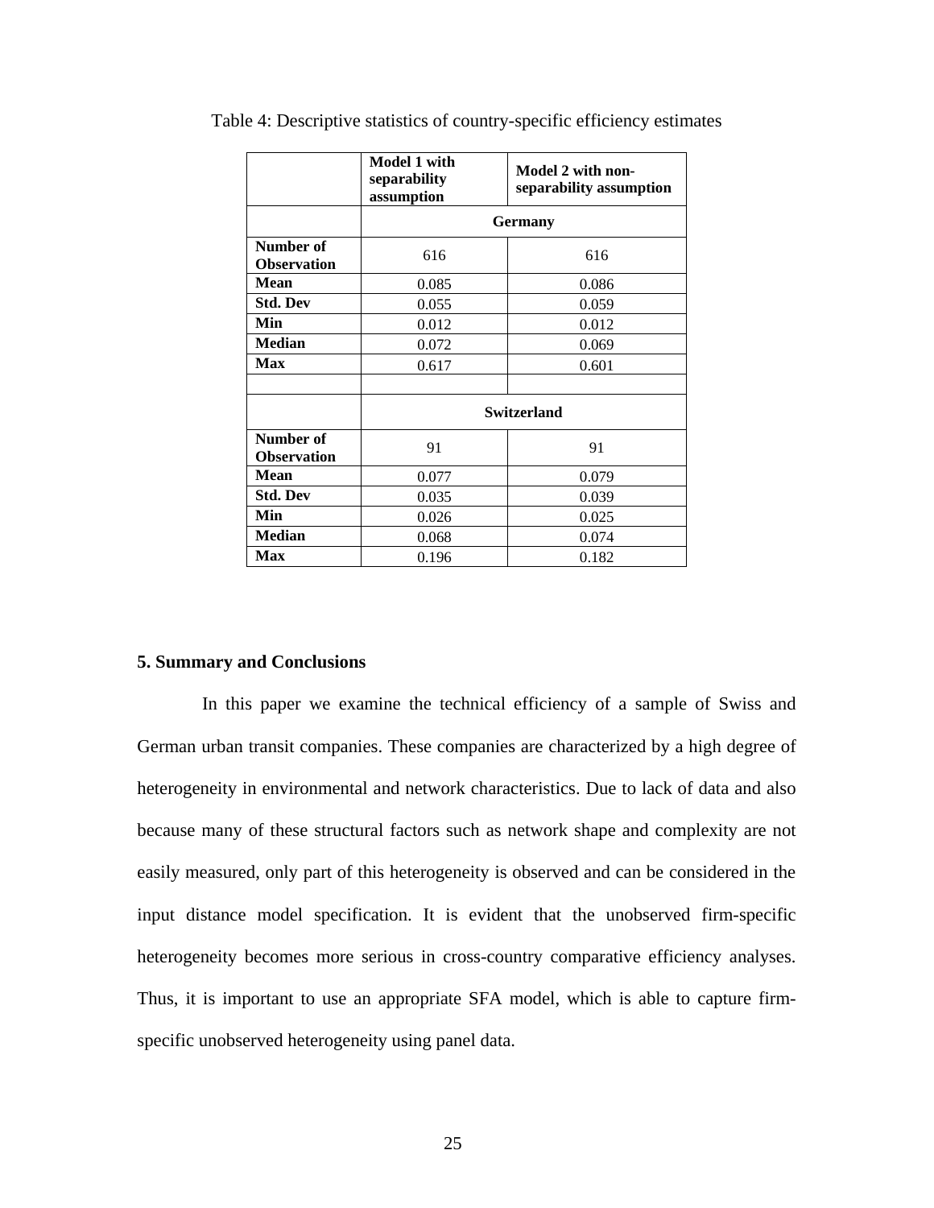Table 4: Descriptive statistics of country-specific efficiency estimates

| | Model 1 with separability assumption | Model 2 with non-separability assumption |
|---|---|---|
| | **Germany** | |
| **Number of Observation** | 616 | 616 |
| **Mean** | 0.085 | 0.086 |
| **Std. Dev** | 0.055 | 0.059 |
| **Min** | 0.012 | 0.012 |
| **Median** | 0.072 | 0.069 |
| **Max** | 0.617 | 0.601 |
| | | |
| | **Switzerland** | |
| **Number of Observation** | 91 | 91 |
| **Mean** | 0.077 | 0.079 |
| **Std. Dev** | 0.035 | 0.039 |
| **Min** | 0.026 | 0.025 |
| **Median** | 0.068 | 0.074 |
| **Max** | 0.196 | 0.182 |

## 5. Summary and Conclusions

In this paper we examine the technical efficiency of a sample of Swiss and German urban transit companies. These companies are characterized by a high degree of heterogeneity in environmental and network characteristics. Due to lack of data and also because many of these structural factors such as network shape and complexity are not easily measured, only part of this heterogeneity is observed and can be considered in the input distance model specification. It is evident that the unobserved firm-specific heterogeneity becomes more serious in cross-country comparative efficiency analyses. Thus, it is important to use an appropriate SFA model, which is able to capture firm-specific unobserved heterogeneity using panel data.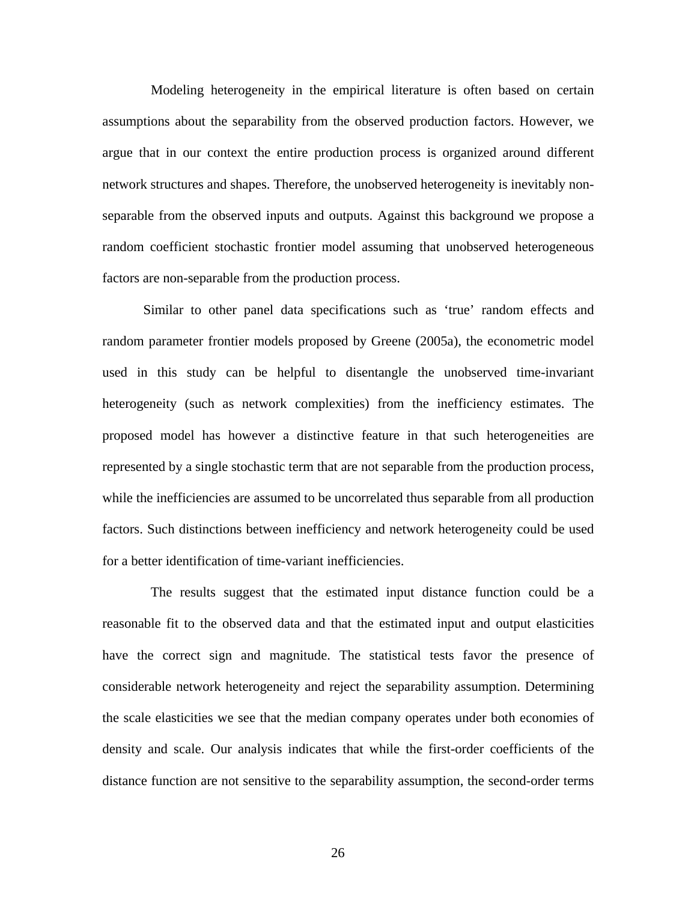Modeling heterogeneity in the empirical literature is often based on certain assumptions about the separability from the observed production factors. However, we argue that in our context the entire production process is organized around different network structures and shapes. Therefore, the unobserved heterogeneity is inevitably non-separable from the observed inputs and outputs. Against this background we propose a random coefficient stochastic frontier model assuming that unobserved heterogeneous factors are non-separable from the production process.

Similar to other panel data specifications such as 'true' random effects and random parameter frontier models proposed by Greene (2005a), the econometric model used in this study can be helpful to disentangle the unobserved time-invariant heterogeneity (such as network complexities) from the inefficiency estimates. The proposed model has however a distinctive feature in that such heterogeneities are represented by a single stochastic term that are not separable from the production process, while the inefficiencies are assumed to be uncorrelated thus separable from all production factors. Such distinctions between inefficiency and network heterogeneity could be used for a better identification of time-variant inefficiencies.

The results suggest that the estimated input distance function could be a reasonable fit to the observed data and that the estimated input and output elasticities have the correct sign and magnitude. The statistical tests favor the presence of considerable network heterogeneity and reject the separability assumption. Determining the scale elasticities we see that the median company operates under both economies of density and scale. Our analysis indicates that while the first-order coefficients of the distance function are not sensitive to the separability assumption, the second-order terms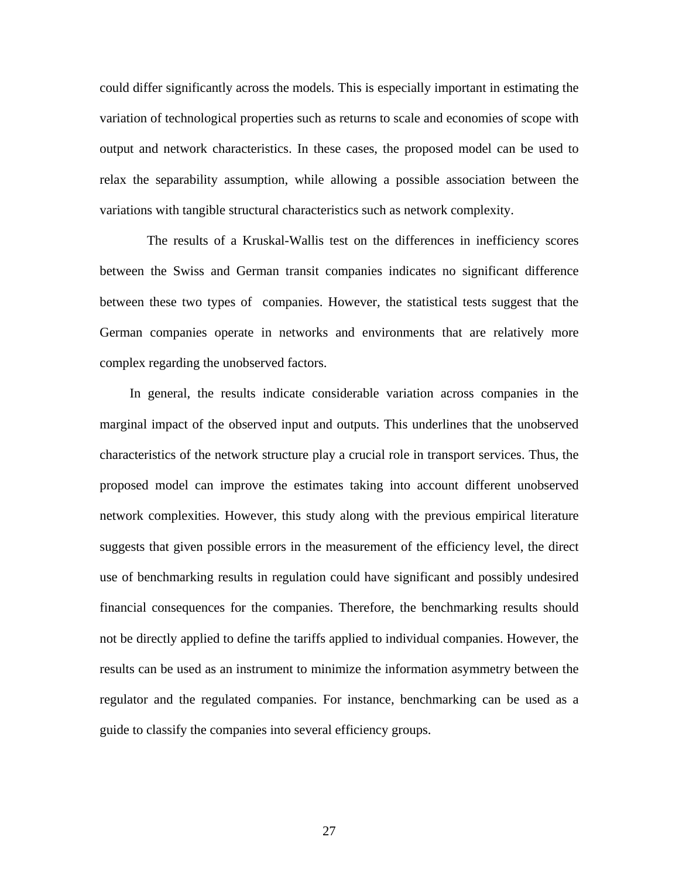could differ significantly across the models. This is especially important in estimating the variation of technological properties such as returns to scale and economies of scope with output and network characteristics. In these cases, the proposed model can be used to relax the separability assumption, while allowing a possible association between the variations with tangible structural characteristics such as network complexity.

The results of a Kruskal-Wallis test on the differences in inefficiency scores between the Swiss and German transit companies indicates no significant difference between these two types of companies. However, the statistical tests suggest that the German companies operate in networks and environments that are relatively more complex regarding the unobserved factors.

In general, the results indicate considerable variation across companies in the marginal impact of the observed input and outputs. This underlines that the unobserved characteristics of the network structure play a crucial role in transport services. Thus, the proposed model can improve the estimates taking into account different unobserved network complexities. However, this study along with the previous empirical literature suggests that given possible errors in the measurement of the efficiency level, the direct use of benchmarking results in regulation could have significant and possibly undesired financial consequences for the companies. Therefore, the benchmarking results should not be directly applied to define the tariffs applied to individual companies. However, the results can be used as an instrument to minimize the information asymmetry between the regulator and the regulated companies. For instance, benchmarking can be used as a guide to classify the companies into several efficiency groups.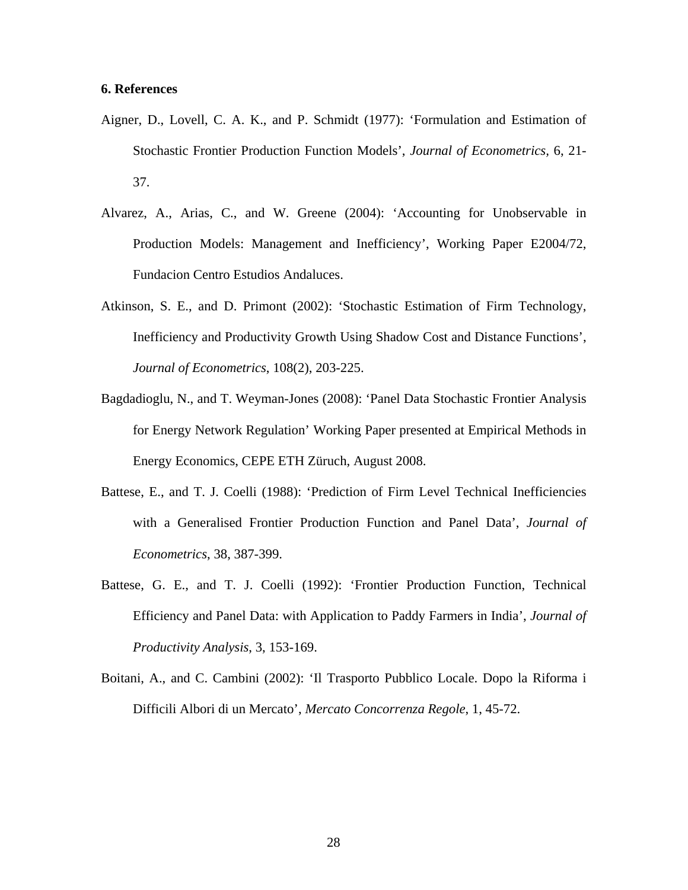**6. References**

Aigner, D., Lovell, C. A. K., and P. Schmidt (1977): 'Formulation and Estimation of Stochastic Frontier Production Function Models', *Journal of Econometrics*, 6, 21-37.

Alvarez, A., Arias, C., and W. Greene (2004): 'Accounting for Unobservable in Production Models: Management and Inefficiency', Working Paper E2004/72, Fundacion Centro Estudios Andaluces.

Atkinson, S. E., and D. Primont (2002): 'Stochastic Estimation of Firm Technology, Inefficiency and Productivity Growth Using Shadow Cost and Distance Functions', *Journal of Econometrics*, 108(2), 203-225.

Bagdadioglu, N., and T. Weyman-Jones (2008): 'Panel Data Stochastic Frontier Analysis for Energy Network Regulation' Working Paper presented at Empirical Methods in Energy Economics, CEPE ETH Züruch, August 2008.

Battese, E., and T. J. Coelli (1988): 'Prediction of Firm Level Technical Inefficiencies with a Generalised Frontier Production Function and Panel Data', *Journal of Econometrics*, 38, 387-399.

Battese, G. E., and T. J. Coelli (1992): 'Frontier Production Function, Technical Efficiency and Panel Data: with Application to Paddy Farmers in India', *Journal of Productivity Analysis*, 3, 153-169.

Boitani, A., and C. Cambini (2002): 'Il Trasporto Pubblico Locale. Dopo la Riforma i Difficili Albori di un Mercato', *Mercato Concorrenza Regole*, 1, 45-72.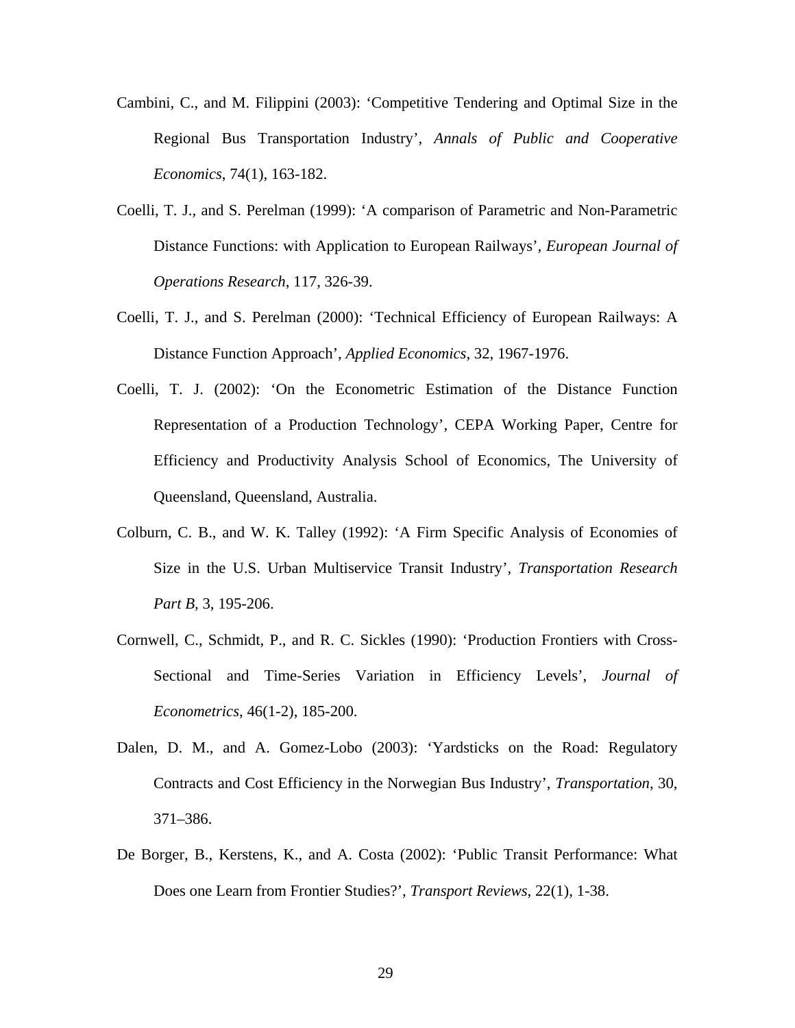Cambini, C., and M. Filippini (2003): ‘Competitive Tendering and Optimal Size in the Regional Bus Transportation Industry’, *Annals of Public and Cooperative Economics*, 74(1), 163-182.

Coelli, T. J., and S. Perelman (1999): ‘A comparison of Parametric and Non-Parametric Distance Functions: with Application to European Railways’, *European Journal of Operations Research*, 117, 326-39.

Coelli, T. J., and S. Perelman (2000): ‘Technical Efficiency of European Railways: A Distance Function Approach’, *Applied Economics*, 32, 1967-1976.

Coelli, T. J. (2002): ‘On the Econometric Estimation of the Distance Function Representation of a Production Technology’, CEPA Working Paper, Centre for Efficiency and Productivity Analysis School of Economics, The University of Queensland, Queensland, Australia.

Colburn, C. B., and W. K. Talley (1992): ‘A Firm Specific Analysis of Economies of Size in the U.S. Urban Multiservice Transit Industry’, *Transportation Research Part B*, 3, 195-206.

Cornwell, C., Schmidt, P., and R. C. Sickles (1990): ‘Production Frontiers with Cross-Sectional and Time-Series Variation in Efficiency Levels’, *Journal of Econometrics*, 46(1-2), 185-200.

Dalen, D. M., and A. Gomez-Lobo (2003): ‘Yardsticks on the Road: Regulatory Contracts and Cost Efficiency in the Norwegian Bus Industry’, *Transportation*, 30, 371–386.

De Borger, B., Kerstens, K., and A. Costa (2002): ‘Public Transit Performance: What Does one Learn from Frontier Studies?’, *Transport Reviews*, 22(1), 1-38.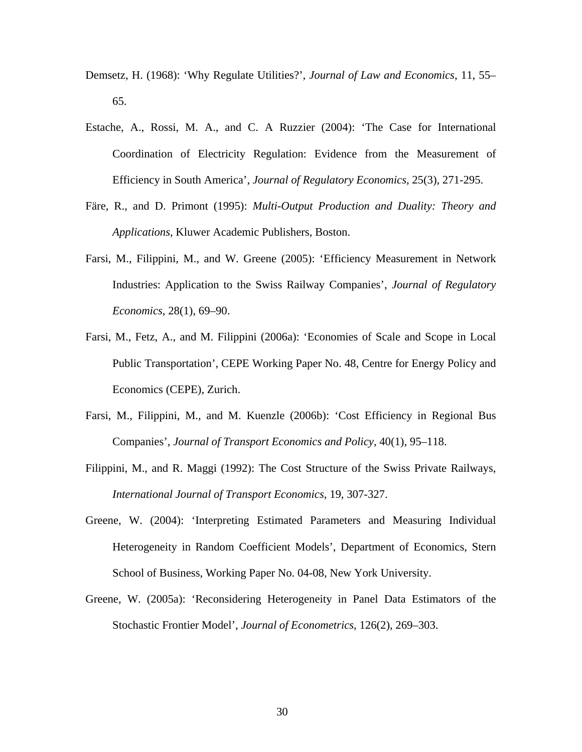Demsetz, H. (1968): ‘Why Regulate Utilities?’, *Journal of Law and Economics*, 11, 55–65.

Estache, A., Rossi, M. A., and C. A Ruzzier (2004): ‘The Case for International Coordination of Electricity Regulation: Evidence from the Measurement of Efficiency in South America’, *Journal of Regulatory Economics*, 25(3), 271-295.

Färe, R., and D. Primont (1995): *Multi-Output Production and Duality: Theory and Applications*, Kluwer Academic Publishers, Boston.

Farsi, M., Filippini, M., and W. Greene (2005): ‘Efficiency Measurement in Network Industries: Application to the Swiss Railway Companies’, *Journal of Regulatory Economics*, 28(1), 69–90.

Farsi, M., Fetz, A., and M. Filippini (2006a): ‘Economies of Scale and Scope in Local Public Transportation’, CEPE Working Paper No. 48, Centre for Energy Policy and Economics (CEPE), Zurich.

Farsi, M., Filippini, M., and M. Kuenzle (2006b): ‘Cost Efficiency in Regional Bus Companies’, *Journal of Transport Economics and Policy*, 40(1), 95–118.

Filippini, M., and R. Maggi (1992): The Cost Structure of the Swiss Private Railways, *International Journal of Transport Economics*, 19, 307-327.

Greene, W. (2004): ‘Interpreting Estimated Parameters and Measuring Individual Heterogeneity in Random Coefficient Models’, Department of Economics, Stern School of Business, Working Paper No. 04-08, New York University.

Greene, W. (2005a): ‘Reconsidering Heterogeneity in Panel Data Estimators of the Stochastic Frontier Model’, *Journal of Econometrics*, 126(2), 269–303.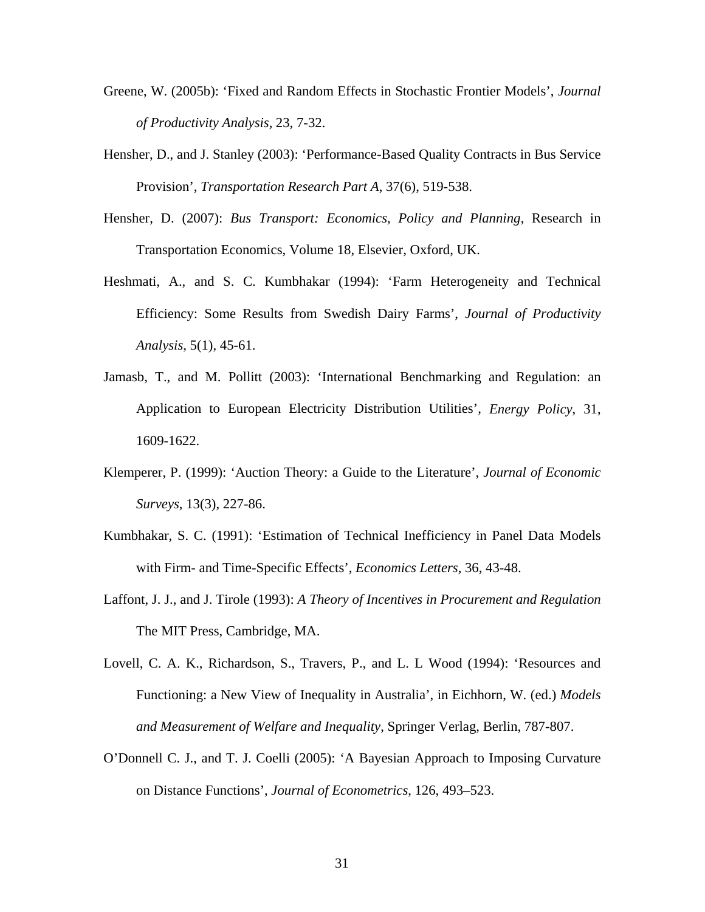Greene, W. (2005b): 'Fixed and Random Effects in Stochastic Frontier Models', *Journal of Productivity Analysis*, 23, 7-32.

Hensher, D., and J. Stanley (2003): 'Performance-Based Quality Contracts in Bus Service Provision', *Transportation Research Part A*, 37(6), 519-538.

Hensher, D. (2007): *Bus Transport: Economics, Policy and Planning*, Research in Transportation Economics, Volume 18, Elsevier, Oxford, UK.

Heshmati, A., and S. C. Kumbhakar (1994): 'Farm Heterogeneity and Technical Efficiency: Some Results from Swedish Dairy Farms', *Journal of Productivity Analysis*, 5(1), 45-61.

Jamasb, T., and M. Pollitt (2003): 'International Benchmarking and Regulation: an Application to European Electricity Distribution Utilities', *Energy Policy*, 31, 1609-1622.

Klemperer, P. (1999): 'Auction Theory: a Guide to the Literature', *Journal of Economic Surveys*, 13(3), 227-86.

Kumbhakar, S. C. (1991): 'Estimation of Technical Inefficiency in Panel Data Models with Firm- and Time-Specific Effects', *Economics Letters*, 36, 43-48.

Laffont, J. J., and J. Tirole (1993): *A Theory of Incentives in Procurement and Regulation* The MIT Press, Cambridge, MA.

Lovell, C. A. K., Richardson, S., Travers, P., and L. L Wood (1994): 'Resources and Functioning: a New View of Inequality in Australia', in Eichhorn, W. (ed.) *Models and Measurement of Welfare and Inequality*, Springer Verlag, Berlin, 787-807.

O'Donnell C. J., and T. J. Coelli (2005): 'A Bayesian Approach to Imposing Curvature on Distance Functions', *Journal of Econometrics*, 126, 493–523.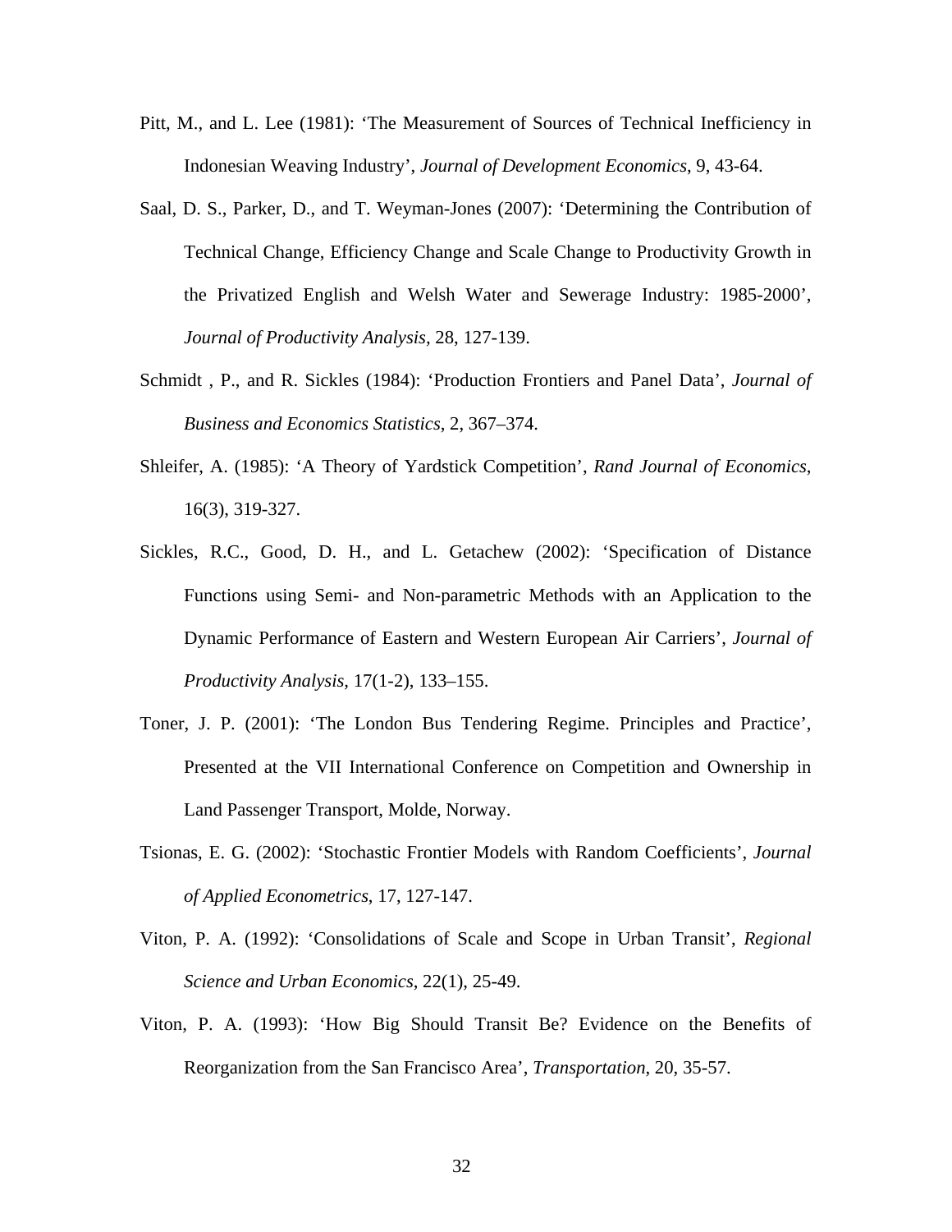Pitt, M., and L. Lee (1981): 'The Measurement of Sources of Technical Inefficiency in Indonesian Weaving Industry', *Journal of Development Economics*, 9, 43-64.

Saal, D. S., Parker, D., and T. Weyman-Jones (2007): 'Determining the Contribution of Technical Change, Efficiency Change and Scale Change to Productivity Growth in the Privatized English and Welsh Water and Sewerage Industry: 1985-2000', *Journal of Productivity Analysis*, 28, 127-139.

Schmidt , P., and R. Sickles (1984): 'Production Frontiers and Panel Data', *Journal of Business and Economics Statistics*, 2, 367–374.

Shleifer, A. (1985): 'A Theory of Yardstick Competition', *Rand Journal of Economics*, 16(3), 319-327.

Sickles, R.C., Good, D. H., and L. Getachew (2002): 'Specification of Distance Functions using Semi- and Non-parametric Methods with an Application to the Dynamic Performance of Eastern and Western European Air Carriers', *Journal of Productivity Analysis*, 17(1-2), 133–155.

Toner, J. P. (2001): 'The London Bus Tendering Regime. Principles and Practice', Presented at the VII International Conference on Competition and Ownership in Land Passenger Transport, Molde, Norway.

Tsionas, E. G. (2002): 'Stochastic Frontier Models with Random Coefficients', *Journal of Applied Econometrics*, 17, 127-147.

Viton, P. A. (1992): 'Consolidations of Scale and Scope in Urban Transit', *Regional Science and Urban Economics*, 22(1), 25-49.

Viton, P. A. (1993): 'How Big Should Transit Be? Evidence on the Benefits of Reorganization from the San Francisco Area', *Transportation*, 20, 35-57.